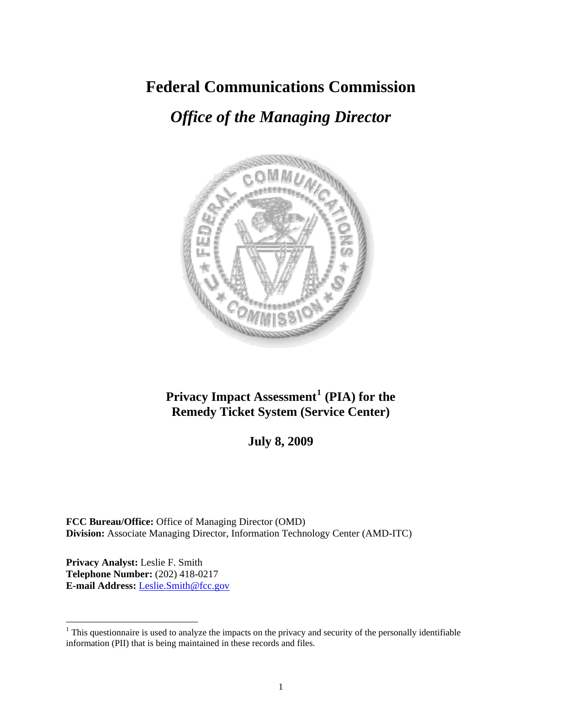# Federal Communications Commission

## *Office of the Managing Director*

**Privacy Impact Assessment[1] (PIA) for the Remedy Ticket System (Service Center)**

**July 8, 2009**

**FCC Bureau/Office:** Office of Managing Director (OMD)
**Division:** Associate Managing Director, Information Technology Center (AMD-ITC)

**Privacy Analyst:** Leslie F. Smith
**Telephone Number:** (202) 418-0217
**E-mail Address:** Leslie.Smith@fcc.gov

[1] This questionnaire is used to analyze the impacts on the privacy and security of the personally identifiable information (PII) that is being maintained in these records and files.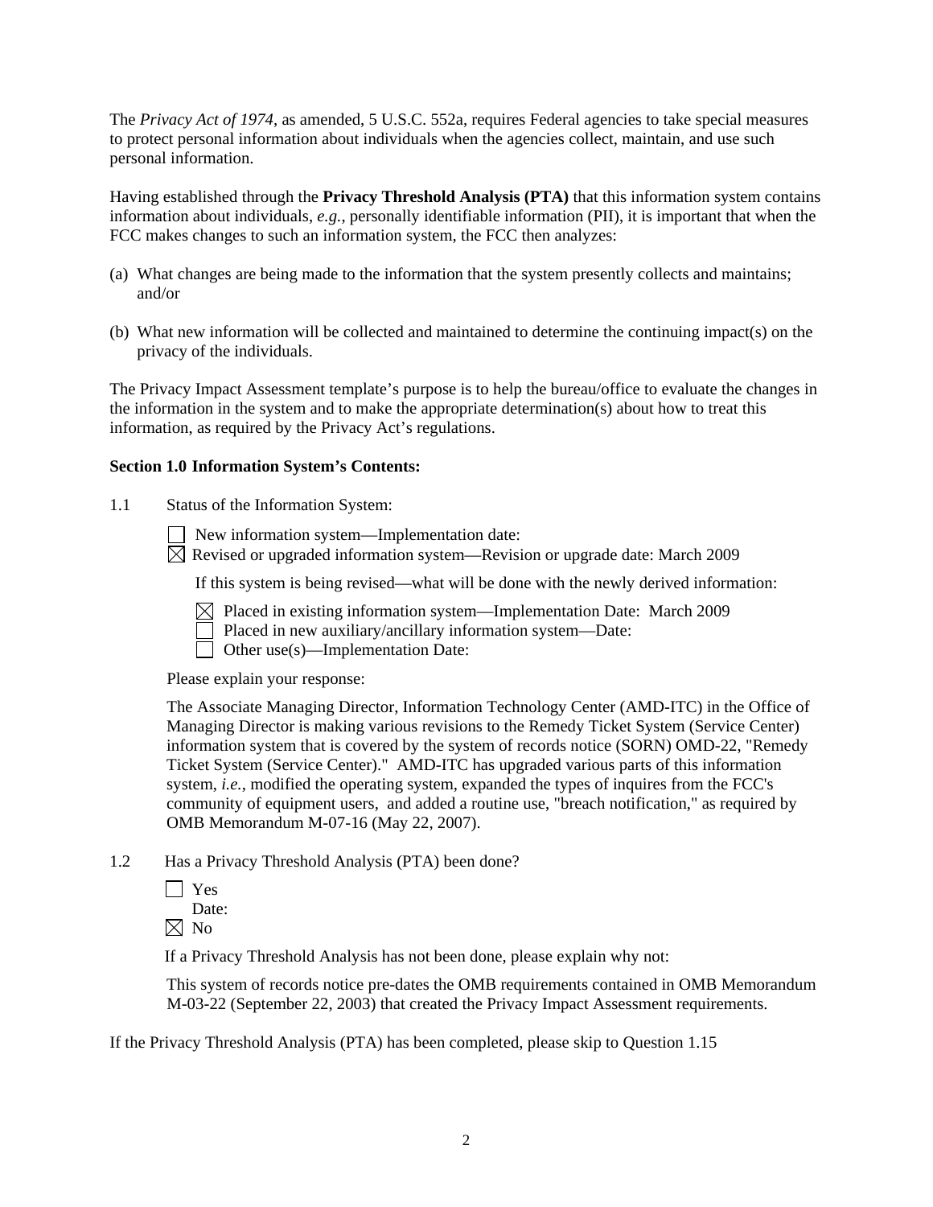The *Privacy Act of 1974*, as amended, 5 U.S.C. 552a, requires Federal agencies to take special measures to protect personal information about individuals when the agencies collect, maintain, and use such personal information.

Having established through the **Privacy Threshold Analysis (PTA)** that this information system contains information about individuals, *e.g.*, personally identifiable information (PII), it is important that when the FCC makes changes to such an information system, the FCC then analyzes:

(a) What changes are being made to the information that the system presently collects and maintains; and/or

(b) What new information will be collected and maintained to determine the continuing impact(s) on the privacy of the individuals.

The Privacy Impact Assessment template's purpose is to help the bureau/office to evaluate the changes in the information in the system and to make the appropriate determination(s) about how to treat this information, as required by the Privacy Act's regulations.

**Section 1.0 Information System's Contents:**

1.1 Status of the Information System:

☐ New information system—Implementation date:
☒ Revised or upgraded information system—Revision or upgrade date: March 2009

If this system is being revised—what will be done with the newly derived information:

☒ Placed in existing information system—Implementation Date: March 2009
☐ Placed in new auxiliary/ancillary information system—Date:
☐ Other use(s)—Implementation Date:

Please explain your response:

The Associate Managing Director, Information Technology Center (AMD-ITC) in the Office of Managing Director is making various revisions to the Remedy Ticket System (Service Center) information system that is covered by the system of records notice (SORN) OMD-22, "Remedy Ticket System (Service Center)." AMD-ITC has upgraded various parts of this information system, *i.e.*, modified the operating system, expanded the types of inquires from the FCC's community of equipment users, and added a routine use, "breach notification," as required by OMB Memorandum M-07-16 (May 22, 2007).

1.2 Has a Privacy Threshold Analysis (PTA) been done?

☐ Yes
Date:
☒ No

If a Privacy Threshold Analysis has not been done, please explain why not:

This system of records notice pre-dates the OMB requirements contained in OMB Memorandum M-03-22 (September 22, 2003) that created the Privacy Impact Assessment requirements.

If the Privacy Threshold Analysis (PTA) has been completed, please skip to Question 1.15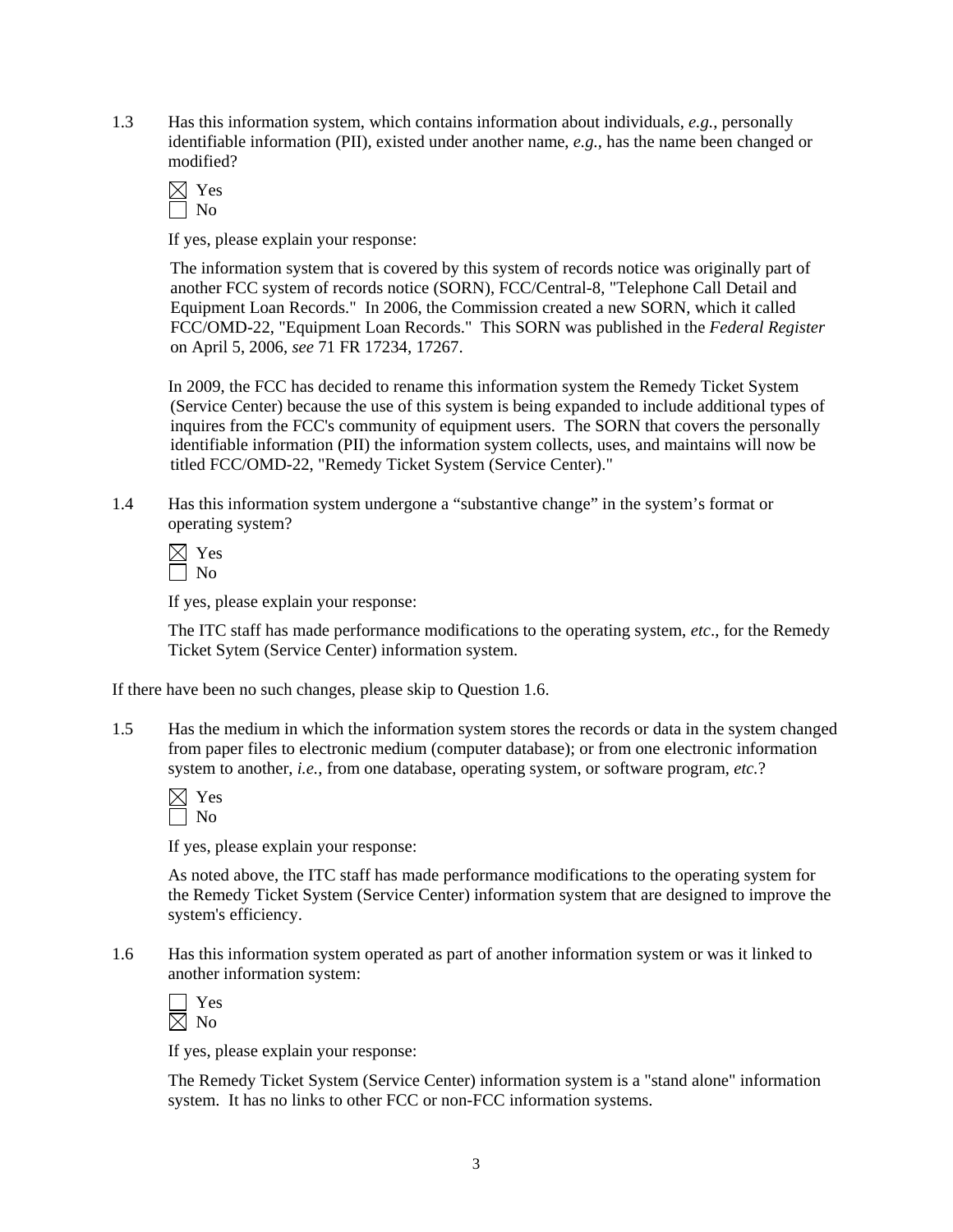1.3 Has this information system, which contains information about individuals, *e.g.*, personally identifiable information (PII), existed under another name, *e.g.*, has the name been changed or modified?

☒ Yes
☐ No

If yes, please explain your response:

The information system that is covered by this system of records notice was originally part of another FCC system of records notice (SORN), FCC/Central-8, "Telephone Call Detail and Equipment Loan Records." In 2006, the Commission created a new SORN, which it called FCC/OMD-22, "Equipment Loan Records." This SORN was published in the *Federal Register* on April 5, 2006, *see* 71 FR 17234, 17267.

In 2009, the FCC has decided to rename this information system the Remedy Ticket System (Service Center) because the use of this system is being expanded to include additional types of inquires from the FCC's community of equipment users. The SORN that covers the personally identifiable information (PII) the information system collects, uses, and maintains will now be titled FCC/OMD-22, "Remedy Ticket System (Service Center)."

1.4 Has this information system undergone a "substantive change" in the system's format or operating system?

☒ Yes
☐ No

If yes, please explain your response:

The ITC staff has made performance modifications to the operating system, *etc*., for the Remedy Ticket Sytem (Service Center) information system.

If there have been no such changes, please skip to Question 1.6.

1.5 Has the medium in which the information system stores the records or data in the system changed from paper files to electronic medium (computer database); or from one electronic information system to another, *i.e.*, from one database, operating system, or software program, *etc.*?

☒ Yes
☐ No

If yes, please explain your response:

As noted above, the ITC staff has made performance modifications to the operating system for the Remedy Ticket System (Service Center) information system that are designed to improve the system's efficiency.

1.6 Has this information system operated as part of another information system or was it linked to another information system:

☐ Yes
☒ No

If yes, please explain your response:

The Remedy Ticket System (Service Center) information system is a "stand alone" information system. It has no links to other FCC or non-FCC information systems.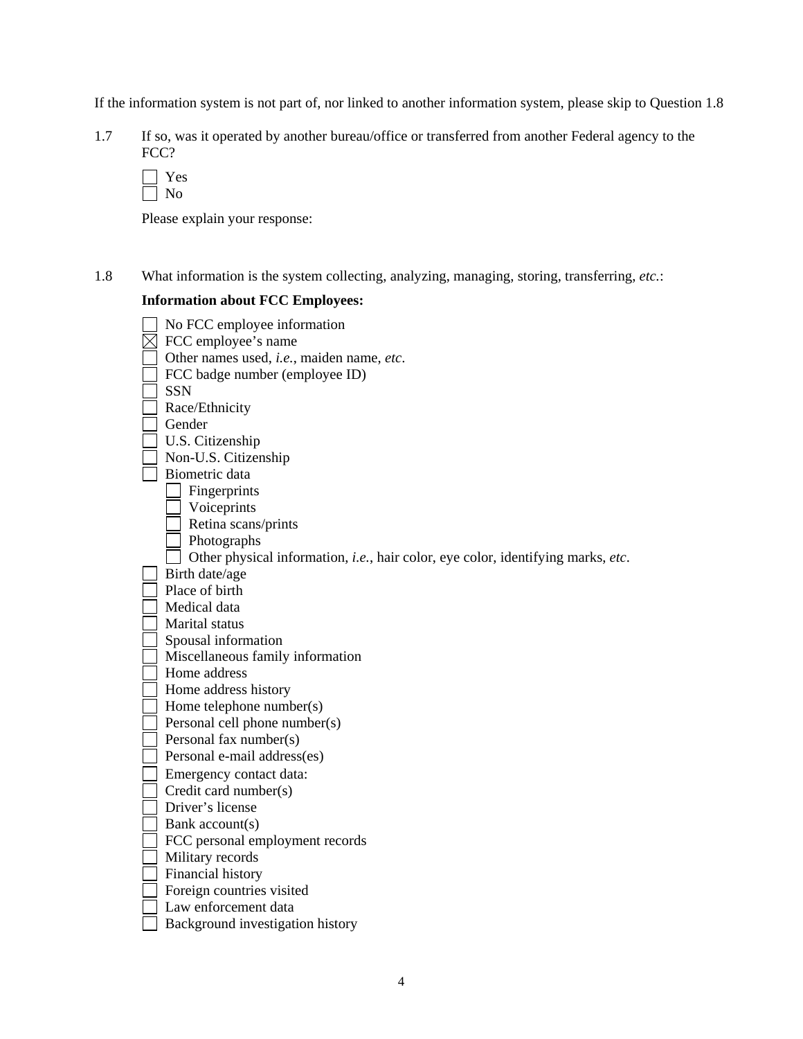If the information system is not part of, nor linked to another information system, please skip to Question 1.8

1.7 If so, was it operated by another bureau/office or transferred from another Federal agency to the FCC?

☐ Yes
☐ No

Please explain your response:

1.8 What information is the system collecting, analyzing, managing, storing, transferring, *etc.*:

**Information about FCC Employees:**

☐ No FCC employee information
☒ FCC employee's name
☐ Other names used, *i.e.*, maiden name, *etc*.
☐ FCC badge number (employee ID)
☐ SSN
☐ Race/Ethnicity
☐ Gender
☐ U.S. Citizenship
☐ Non-U.S. Citizenship
☐ Biometric data
- ☐ Fingerprints
- ☐ Voiceprints
- ☐ Retina scans/prints
- ☐ Photographs
- ☐ Other physical information, *i.e.*, hair color, eye color, identifying marks, *etc*.

☐ Birth date/age
☐ Place of birth
☐ Medical data
☐ Marital status
☐ Spousal information
☐ Miscellaneous family information
☐ Home address
☐ Home address history
☐ Home telephone number(s)
☐ Personal cell phone number(s)
☐ Personal fax number(s)
☐ Personal e-mail address(es)
☐ Emergency contact data:
☐ Credit card number(s)
☐ Driver's license
☐ Bank account(s)
☐ FCC personal employment records
☐ Military records
☐ Financial history
☐ Foreign countries visited
☐ Law enforcement data
☐ Background investigation history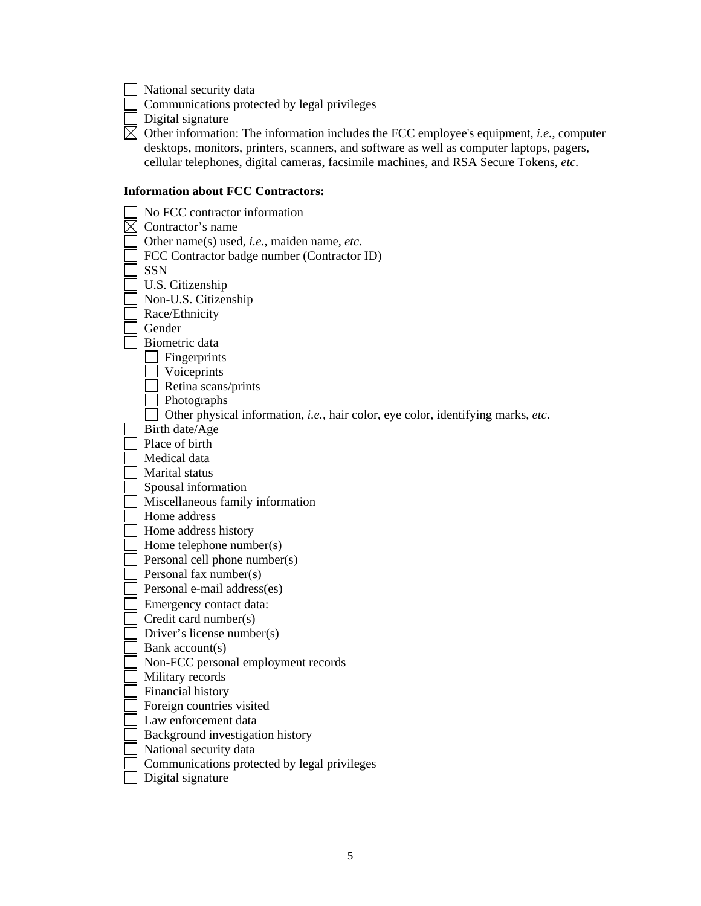- ☐ National security data
- ☐ Communications protected by legal privileges
- ☐ Digital signature
- ☒ Other information: The information includes the FCC employee's equipment, *i.e.*, computer desktops, monitors, printers, scanners, and software as well as computer laptops, pagers, cellular telephones, digital cameras, facsimile machines, and RSA Secure Tokens, *etc.*

**Information about FCC Contractors:**

- ☐ No FCC contractor information
- ☒ Contractor's name
- ☐ Other name(s) used, *i.e.*, maiden name, *etc*.
- ☐ FCC Contractor badge number (Contractor ID)
- ☐ SSN
- ☐ U.S. Citizenship
- ☐ Non-U.S. Citizenship
- ☐ Race/Ethnicity
- ☐ Gender
- ☐ Biometric data
  - ☐ Fingerprints
  - ☐ Voiceprints
  - ☐ Retina scans/prints
  - ☐ Photographs
  - ☐ Other physical information, *i.e.*, hair color, eye color, identifying marks, *etc*.
- ☐ Birth date/Age
- ☐ Place of birth
- ☐ Medical data
- ☐ Marital status
- ☐ Spousal information
- ☐ Miscellaneous family information
- ☐ Home address
- ☐ Home address history
- ☐ Home telephone number(s)
- ☐ Personal cell phone number(s)
- ☐ Personal fax number(s)
- ☐ Personal e-mail address(es)
- ☐ Emergency contact data:
- ☐ Credit card number(s)
- ☐ Driver's license number(s)
- ☐ Bank account(s)
- ☐ Non-FCC personal employment records
- ☐ Military records
- ☐ Financial history
- ☐ Foreign countries visited
- ☐ Law enforcement data
- ☐ Background investigation history
- ☐ National security data
- ☐ Communications protected by legal privileges
- ☐ Digital signature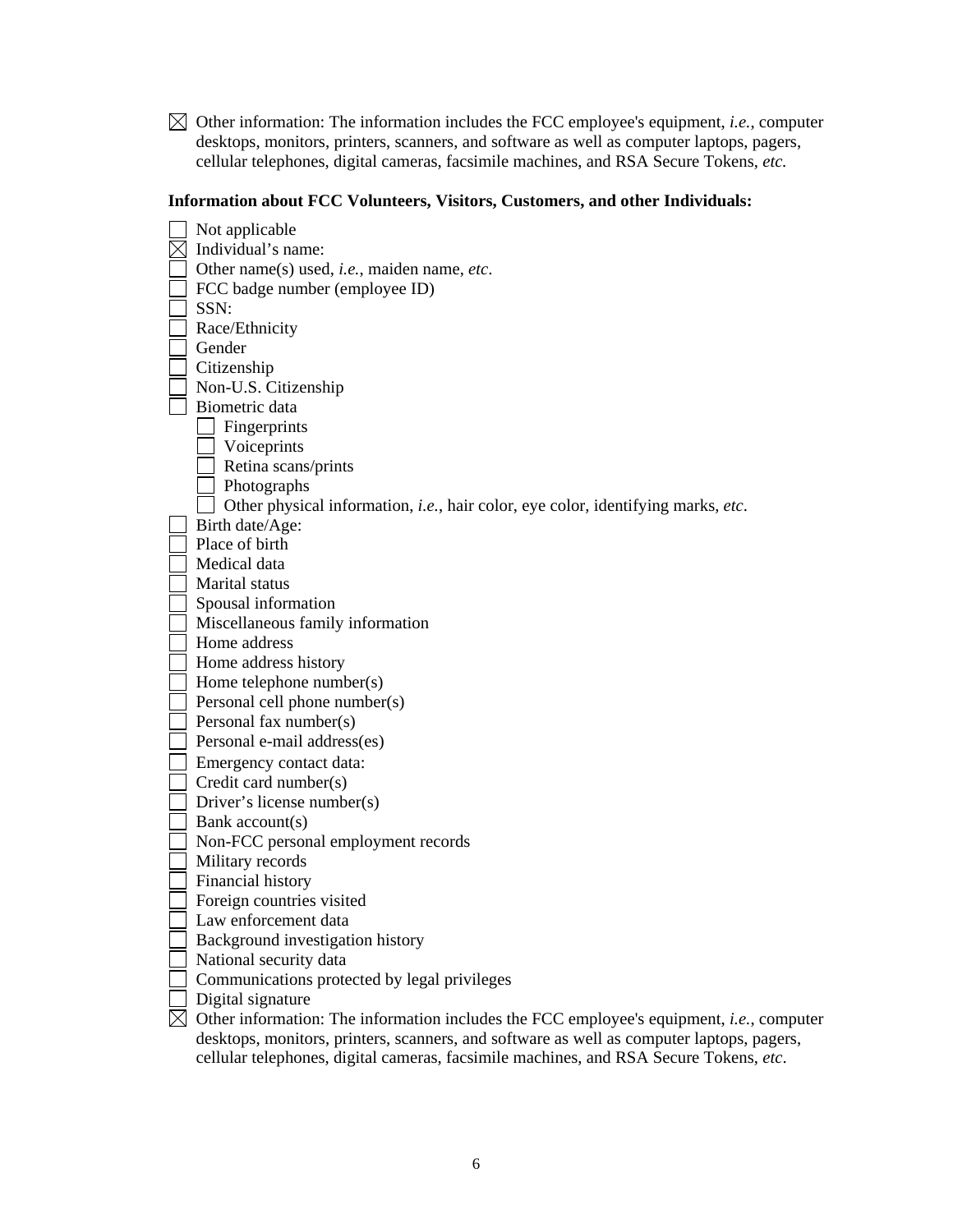☒ Other information: The information includes the FCC employee's equipment, *i.e.*, computer desktops, monitors, printers, scanners, and software as well as computer laptops, pagers, cellular telephones, digital cameras, facsimile machines, and RSA Secure Tokens, *etc.*

**Information about FCC Volunteers, Visitors, Customers, and other Individuals:**

☐ Not applicable
☒ Individual's name:
☐ Other name(s) used, *i.e.*, maiden name, *etc*.
☐ FCC badge number (employee ID)
☐ SSN:
☐ Race/Ethnicity
☐ Gender
☐ Citizenship
☐ Non-U.S. Citizenship
☐ Biometric data
  ☐ Fingerprints
  ☐ Voiceprints
  ☐ Retina scans/prints
  ☐ Photographs
  ☐ Other physical information, *i.e.*, hair color, eye color, identifying marks, *etc*.
☐ Birth date/Age:
☐ Place of birth
☐ Medical data
☐ Marital status
☐ Spousal information
☐ Miscellaneous family information
☐ Home address
☐ Home address history
☐ Home telephone number(s)
☐ Personal cell phone number(s)
☐ Personal fax number(s)
☐ Personal e-mail address(es)
☐ Emergency contact data:
☐ Credit card number(s)
☐ Driver's license number(s)
☐ Bank account(s)
☐ Non-FCC personal employment records
☐ Military records
☐ Financial history
☐ Foreign countries visited
☐ Law enforcement data
☐ Background investigation history
☐ National security data
☐ Communications protected by legal privileges
☐ Digital signature
☒ Other information: The information includes the FCC employee's equipment, *i.e.*, computer desktops, monitors, printers, scanners, and software as well as computer laptops, pagers, cellular telephones, digital cameras, facsimile machines, and RSA Secure Tokens, *etc*.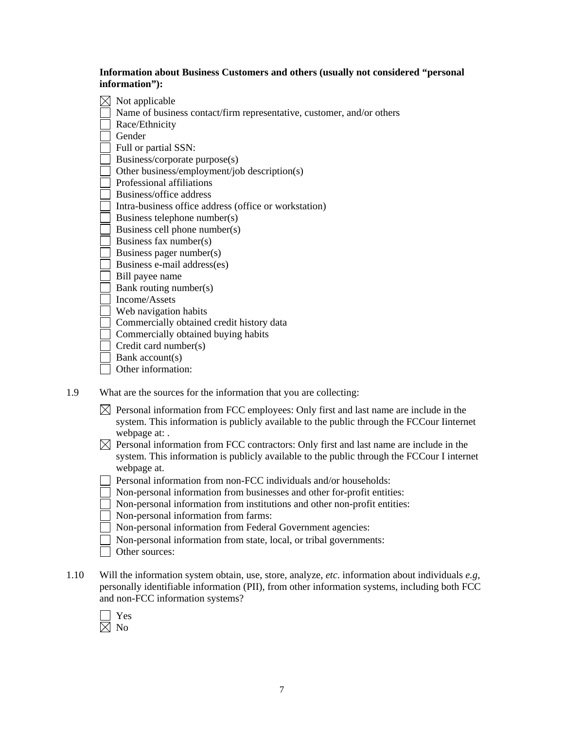**Information about Business Customers and others (usually not considered "personal information"):**

- ☒ Not applicable
- ☐ Name of business contact/firm representative, customer, and/or others
- ☐ Race/Ethnicity
- ☐ Gender
- ☐ Full or partial SSN:
- ☐ Business/corporate purpose(s)
- ☐ Other business/employment/job description(s)
- ☐ Professional affiliations
- ☐ Business/office address
- ☐ Intra-business office address (office or workstation)
- ☐ Business telephone number(s)
- ☐ Business cell phone number(s)
- ☐ Business fax number(s)
- ☐ Business pager number(s)
- ☐ Business e-mail address(es)
- ☐ Bill payee name
- ☐ Bank routing number(s)
- ☐ Income/Assets
- ☐ Web navigation habits
- ☐ Commercially obtained credit history data
- ☐ Commercially obtained buying habits
- ☐ Credit card number(s)
- ☐ Bank account(s)
- ☐ Other information:

1.9 What are the sources for the information that you are collecting:

- ☒ Personal information from FCC employees: Only first and last name are include in the system. This information is publicly available to the public through the FCCour Iinternet webpage at: .
- ☒ Personal information from FCC contractors: Only first and last name are include in the system. This information is publicly available to the public through the FCCour I internet webpage at.
- ☐ Personal information from non-FCC individuals and/or households:
- ☐ Non-personal information from businesses and other for-profit entities:
- ☐ Non-personal information from institutions and other non-profit entities:
- ☐ Non-personal information from farms:
- ☐ Non-personal information from Federal Government agencies:
- ☐ Non-personal information from state, local, or tribal governments:
- ☐ Other sources:

1.10 Will the information system obtain, use, store, analyze, *etc*. information about individuals *e.g*, personally identifiable information (PII), from other information systems, including both FCC and non-FCC information systems?

- ☐ Yes
- ☒ No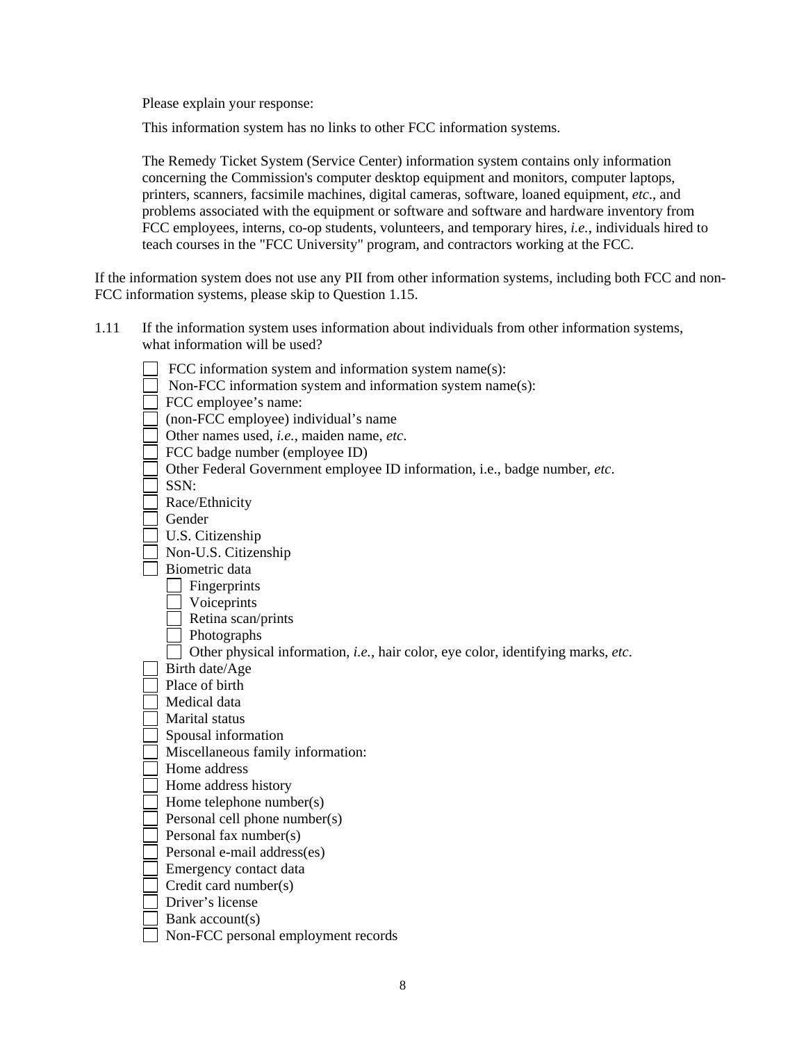Please explain your response:

This information system has no links to other FCC information systems.

The Remedy Ticket System (Service Center) information system contains only information concerning the Commission's computer desktop equipment and monitors, computer laptops, printers, scanners, facsimile machines, digital cameras, software, loaned equipment, *etc*., and problems associated with the equipment or software and software and hardware inventory from FCC employees, interns, co-op students, volunteers, and temporary hires, *i.e.*, individuals hired to teach courses in the "FCC University" program, and contractors working at the FCC.

If the information system does not use any PII from other information systems, including both FCC and non-FCC information systems, please skip to Question 1.15.

1.11 If the information system uses information about individuals from other information systems, what information will be used?

- ☐ FCC information system and information system name(s):
- ☐ Non-FCC information system and information system name(s):
- ☐ FCC employee's name:
- ☐ (non-FCC employee) individual's name
- ☐ Other names used, *i.e.*, maiden name, *etc*.
- ☐ FCC badge number (employee ID)
- ☐ Other Federal Government employee ID information, i.e., badge number, *etc*.
- ☐ SSN:
- ☐ Race/Ethnicity
- ☐ Gender
- ☐ U.S. Citizenship
- ☐ Non-U.S. Citizenship
- ☐ Biometric data
  - ☐ Fingerprints
  - ☐ Voiceprints
  - ☐ Retina scan/prints
  - ☐ Photographs
  - ☐ Other physical information, *i.e.*, hair color, eye color, identifying marks, *etc*.
- ☐ Birth date/Age
- ☐ Place of birth
- ☐ Medical data
- ☐ Marital status
- ☐ Spousal information
- ☐ Miscellaneous family information:
- ☐ Home address
- ☐ Home address history
- ☐ Home telephone number(s)
- ☐ Personal cell phone number(s)
- ☐ Personal fax number(s)
- ☐ Personal e-mail address(es)
- ☐ Emergency contact data
- ☐ Credit card number(s)
- ☐ Driver's license
- ☐ Bank account(s)
- ☐ Non-FCC personal employment records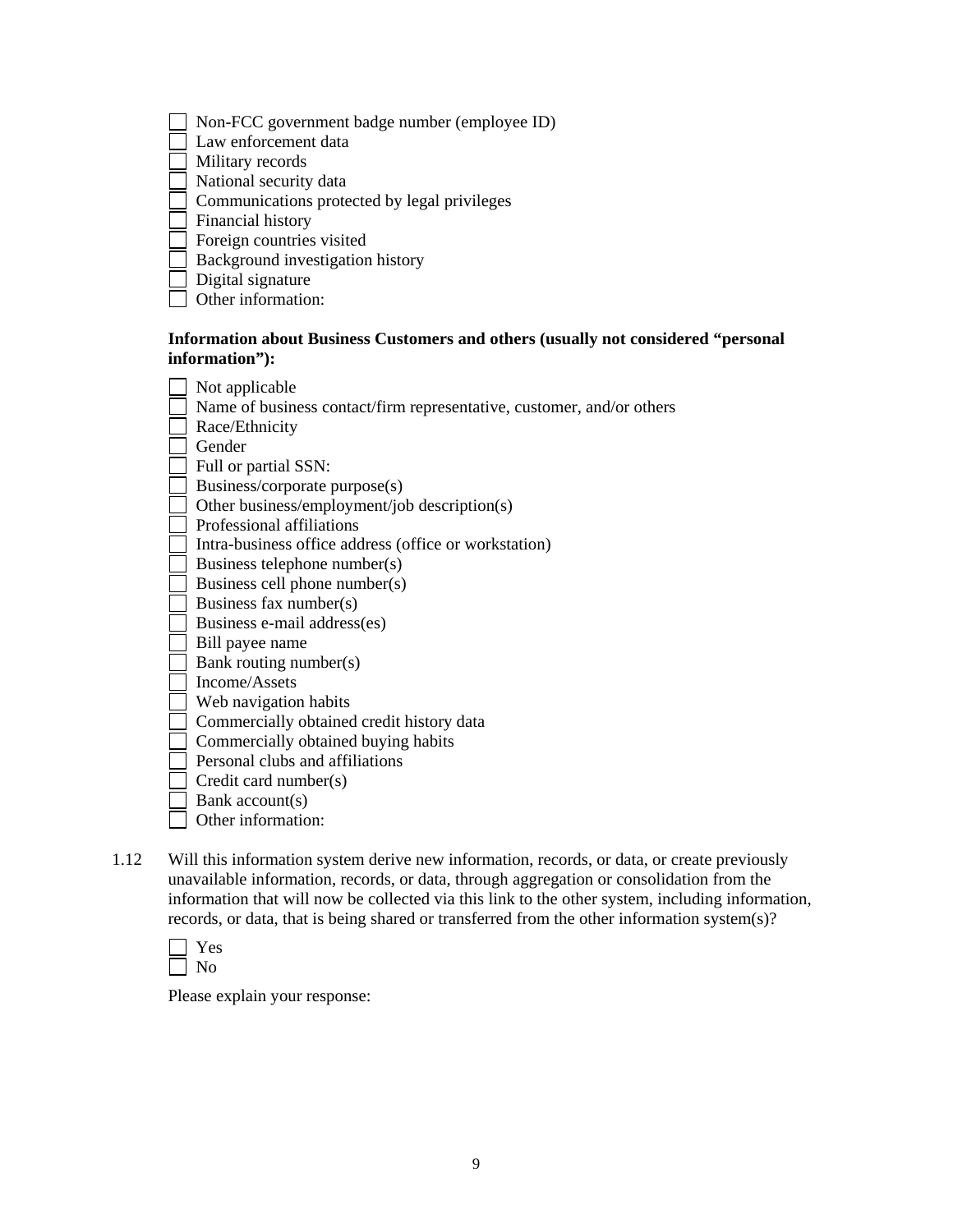- [ ] Non-FCC government badge number (employee ID)
- [ ] Law enforcement data
- [ ] Military records
- [ ] National security data
- [ ] Communications protected by legal privileges
- [ ] Financial history
- [ ] Foreign countries visited
- [ ] Background investigation history
- [ ] Digital signature
- [ ] Other information:

**Information about Business Customers and others (usually not considered "personal information"):**

- [ ] Not applicable
- [ ] Name of business contact/firm representative, customer, and/or others
- [ ] Race/Ethnicity
- [ ] Gender
- [ ] Full or partial SSN:
- [ ] Business/corporate purpose(s)
- [ ] Other business/employment/job description(s)
- [ ] Professional affiliations
- [ ] Intra-business office address (office or workstation)
- [ ] Business telephone number(s)
- [ ] Business cell phone number(s)
- [ ] Business fax number(s)
- [ ] Business e-mail address(es)
- [ ] Bill payee name
- [ ] Bank routing number(s)
- [ ] Income/Assets
- [ ] Web navigation habits
- [ ] Commercially obtained credit history data
- [ ] Commercially obtained buying habits
- [ ] Personal clubs and affiliations
- [ ] Credit card number(s)
- [ ] Bank account(s)
- [ ] Other information:

1.12 Will this information system derive new information, records, or data, or create previously unavailable information, records, or data, through aggregation or consolidation from the information that will now be collected via this link to the other system, including information, records, or data, that is being shared or transferred from the other information system(s)?

- [ ] Yes
- [ ] No

Please explain your response: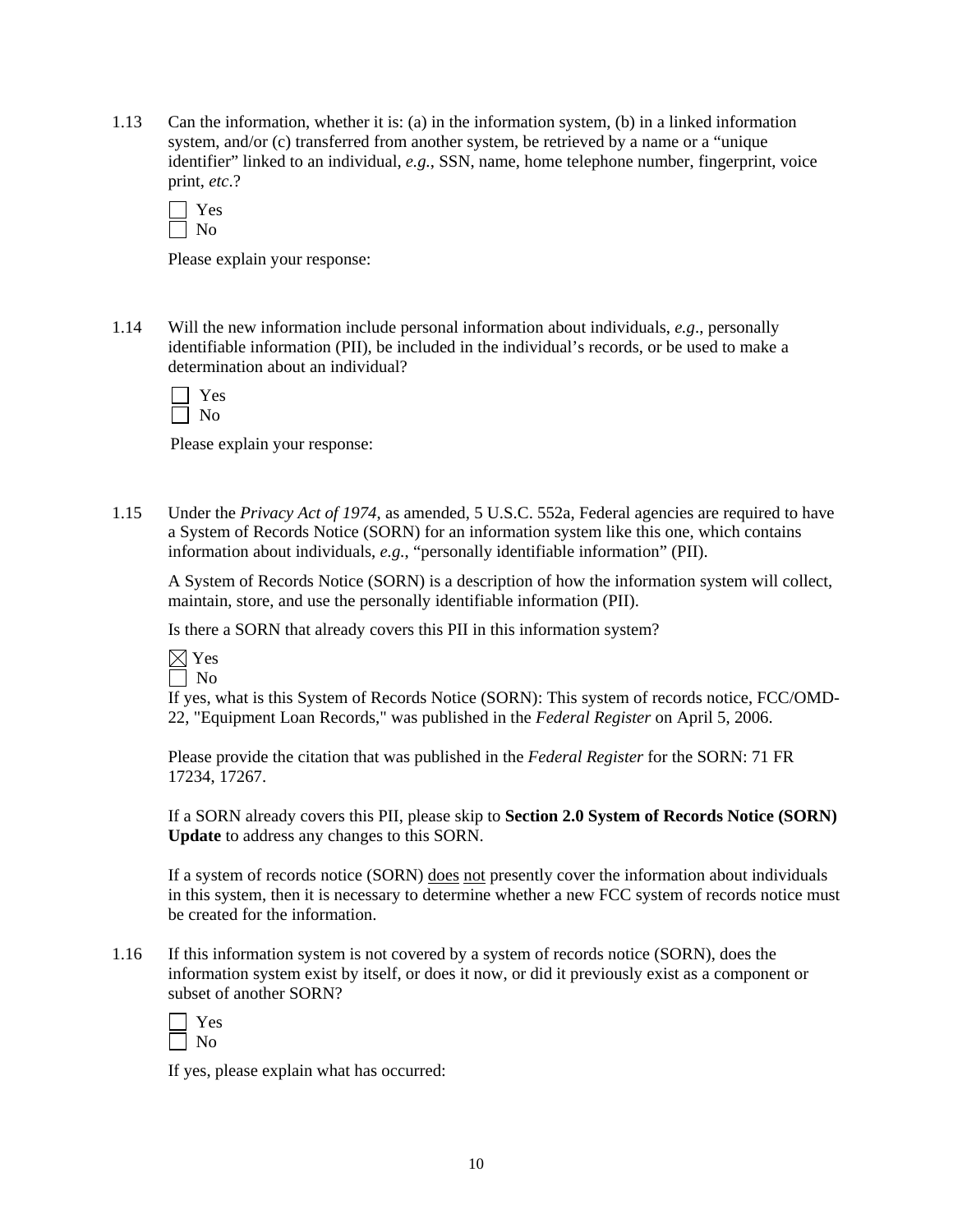1.13 Can the information, whether it is: (a) in the information system, (b) in a linked information system, and/or (c) transferred from another system, be retrieved by a name or a "unique identifier" linked to an individual, *e.g.*, SSN, name, home telephone number, fingerprint, voice print, *etc*.?

☐ Yes
☐ No

Please explain your response:

1.14 Will the new information include personal information about individuals, *e.g*., personally identifiable information (PII), be included in the individual's records, or be used to make a determination about an individual?

☐ Yes
☐ No

Please explain your response:

1.15 Under the *Privacy Act of 1974*, as amended, 5 U.S.C. 552a, Federal agencies are required to have a System of Records Notice (SORN) for an information system like this one, which contains information about individuals, *e.g.*, "personally identifiable information" (PII).

A System of Records Notice (SORN) is a description of how the information system will collect, maintain, store, and use the personally identifiable information (PII).

Is there a SORN that already covers this PII in this information system?

☒ Yes
☐ No

If yes, what is this System of Records Notice (SORN): This system of records notice, FCC/OMD-22, "Equipment Loan Records," was published in the *Federal Register* on April 5, 2006.

Please provide the citation that was published in the *Federal Register* for the SORN: 71 FR 17234, 17267.

If a SORN already covers this PII, please skip to **Section 2.0 System of Records Notice (SORN) Update** to address any changes to this SORN.

If a system of records notice (SORN) <u>does</u> <u>not</u> presently cover the information about individuals in this system, then it is necessary to determine whether a new FCC system of records notice must be created for the information.

1.16 If this information system is not covered by a system of records notice (SORN), does the information system exist by itself, or does it now, or did it previously exist as a component or subset of another SORN?

☐ Yes
☐ No

If yes, please explain what has occurred: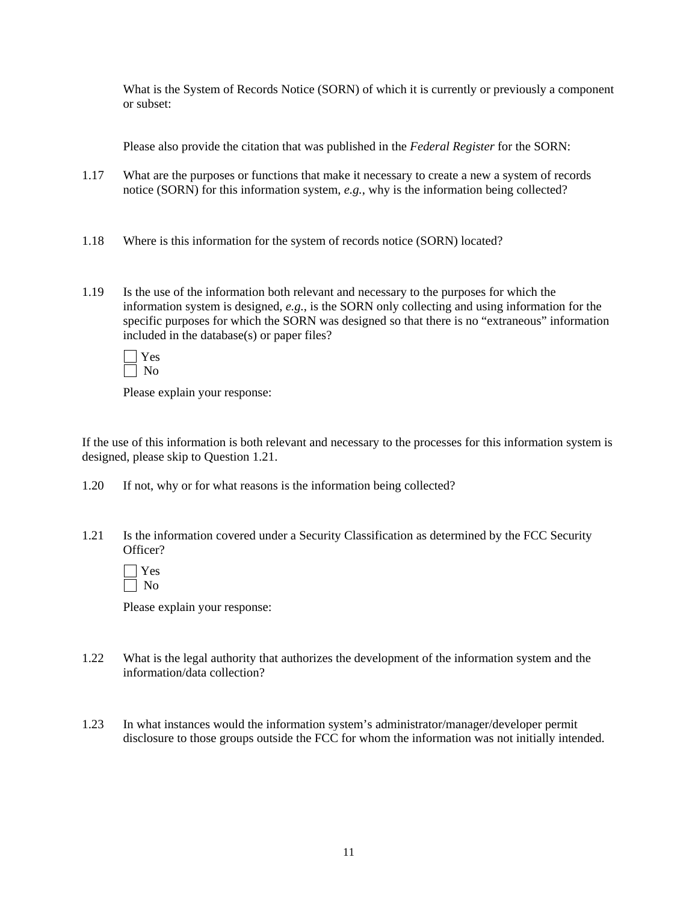What is the System of Records Notice (SORN) of which it is currently or previously a component or subset:

Please also provide the citation that was published in the *Federal Register* for the SORN:

1.17 What are the purposes or functions that make it necessary to create a new a system of records notice (SORN) for this information system, *e.g.*, why is the information being collected?

1.18 Where is this information for the system of records notice (SORN) located?

1.19 Is the use of the information both relevant and necessary to the purposes for which the information system is designed, *e.g.*, is the SORN only collecting and using information for the specific purposes for which the SORN was designed so that there is no "extraneous" information included in the database(s) or paper files?

☐ Yes
☐ No

Please explain your response:

If the use of this information is both relevant and necessary to the processes for this information system is designed, please skip to Question 1.21.

1.20 If not, why or for what reasons is the information being collected?

1.21 Is the information covered under a Security Classification as determined by the FCC Security Officer?

☐ Yes
☐ No

Please explain your response:

1.22 What is the legal authority that authorizes the development of the information system and the information/data collection?

1.23 In what instances would the information system's administrator/manager/developer permit disclosure to those groups outside the FCC for whom the information was not initially intended.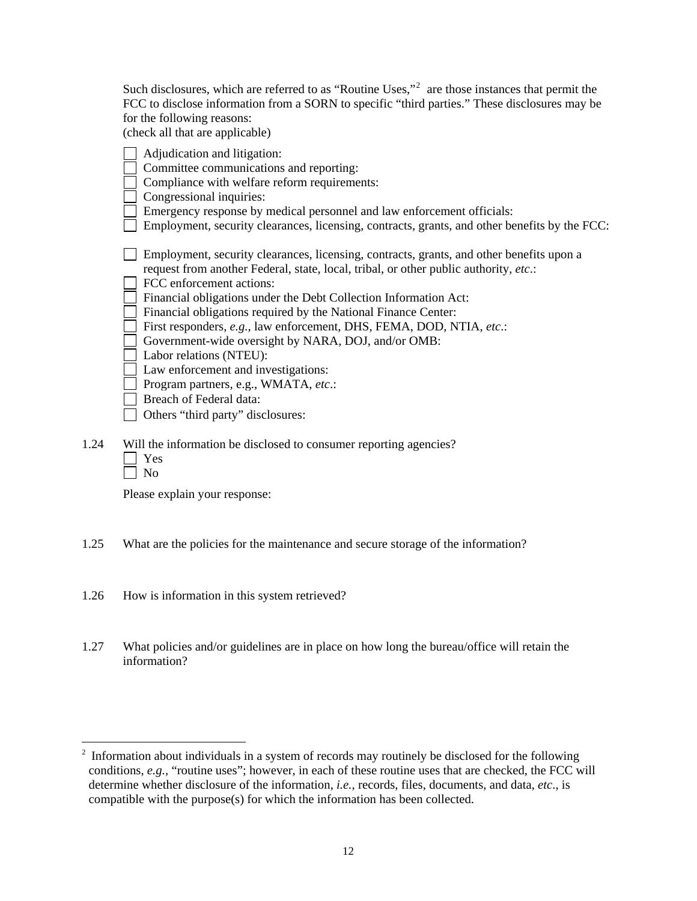Such disclosures, which are referred to as "Routine Uses,"[2] are those instances that permit the FCC to disclose information from a SORN to specific "third parties." These disclosures may be for the following reasons:
(check all that are applicable)

- [ ] Adjudication and litigation:
- [ ] Committee communications and reporting:
- [ ] Compliance with welfare reform requirements:
- [ ] Congressional inquiries:
- [ ] Emergency response by medical personnel and law enforcement officials:
- [ ] Employment, security clearances, licensing, contracts, grants, and other benefits by the FCC:

- [ ] Employment, security clearances, licensing, contracts, grants, and other benefits upon a request from another Federal, state, local, tribal, or other public authority, *etc*.:
- [ ] FCC enforcement actions:
- [ ] Financial obligations under the Debt Collection Information Act:
- [ ] Financial obligations required by the National Finance Center:
- [ ] First responders, *e.g.*, law enforcement, DHS, FEMA, DOD, NTIA, *etc*.:
- [ ] Government-wide oversight by NARA, DOJ, and/or OMB:
- [ ] Labor relations (NTEU):
- [ ] Law enforcement and investigations:
- [ ] Program partners, e.g., WMATA, *etc*.:
- [ ] Breach of Federal data:
- [ ] Others "third party" disclosures:

1.24 Will the information be disclosed to consumer reporting agencies?

- [ ] Yes
- [ ] No

Please explain your response:

1.25 What are the policies for the maintenance and secure storage of the information?

1.26 How is information in this system retrieved?

1.27 What policies and/or guidelines are in place on how long the bureau/office will retain the information?

---

[2] Information about individuals in a system of records may routinely be disclosed for the following conditions, *e.g.*, "routine uses"; however, in each of these routine uses that are checked, the FCC will determine whether disclosure of the information, *i.e.*, records, files, documents, and data, *etc*., is compatible with the purpose(s) for which the information has been collected.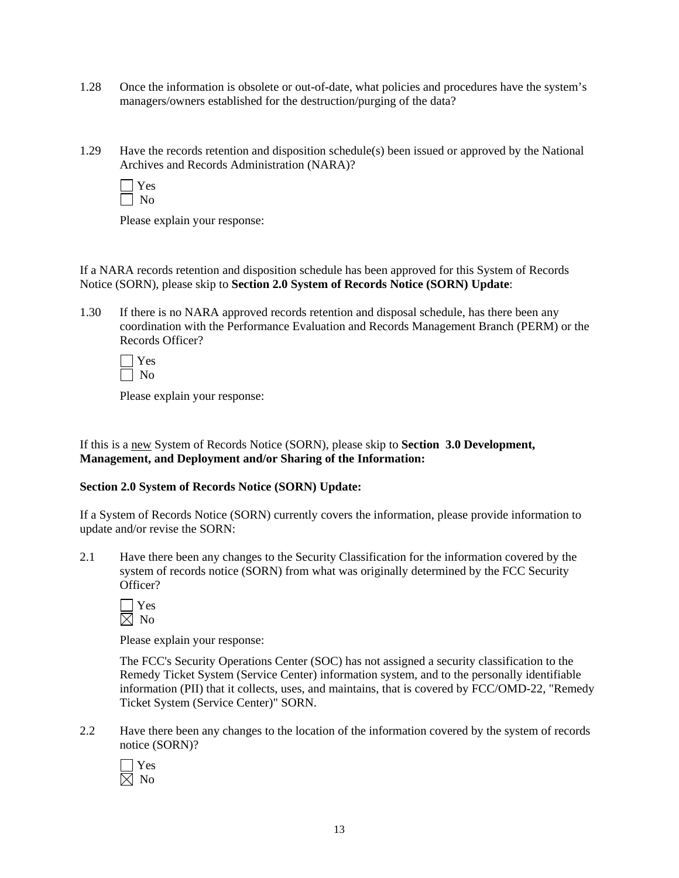1.28 Once the information is obsolete or out-of-date, what policies and procedures have the system's managers/owners established for the destruction/purging of the data?

1.29 Have the records retention and disposition schedule(s) been issued or approved by the National Archives and Records Administration (NARA)?

☐ Yes
☐ No

Please explain your response:

If a NARA records retention and disposition schedule has been approved for this System of Records Notice (SORN), please skip to **Section 2.0 System of Records Notice (SORN) Update**:

1.30 If there is no NARA approved records retention and disposal schedule, has there been any coordination with the Performance Evaluation and Records Management Branch (PERM) or the Records Officer?

☐ Yes
☐ No

Please explain your response:

If this is a new System of Records Notice (SORN), please skip to **Section 3.0 Development, Management, and Deployment and/or Sharing of the Information:**

**Section 2.0 System of Records Notice (SORN) Update:**

If a System of Records Notice (SORN) currently covers the information, please provide information to update and/or revise the SORN:

2.1 Have there been any changes to the Security Classification for the information covered by the system of records notice (SORN) from what was originally determined by the FCC Security Officer?

☐ Yes
☒ No

Please explain your response:

The FCC's Security Operations Center (SOC) has not assigned a security classification to the Remedy Ticket System (Service Center) information system, and to the personally identifiable information (PII) that it collects, uses, and maintains, that is covered by FCC/OMD-22, "Remedy Ticket System (Service Center)" SORN.

2.2 Have there been any changes to the location of the information covered by the system of records notice (SORN)?

☐ Yes
☒ No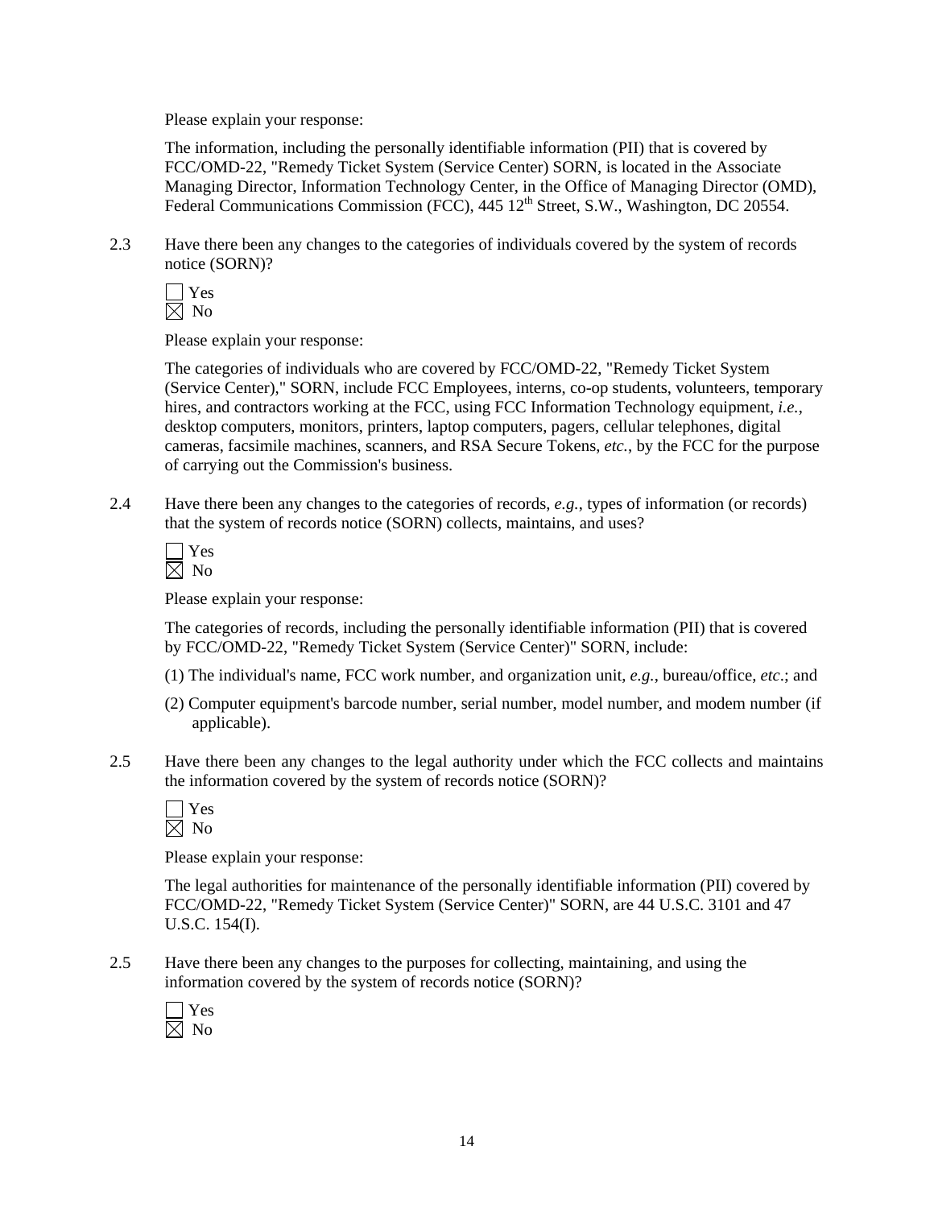Please explain your response:

The information, including the personally identifiable information (PII) that is covered by FCC/OMD-22, "Remedy Ticket System (Service Center) SORN, is located in the Associate Managing Director, Information Technology Center, in the Office of Managing Director (OMD), Federal Communications Commission (FCC), 445 12th Street, S.W., Washington, DC 20554.

2.3 Have there been any changes to the categories of individuals covered by the system of records notice (SORN)?

☐ Yes
☒ No

Please explain your response:

The categories of individuals who are covered by FCC/OMD-22, "Remedy Ticket System (Service Center)," SORN, include FCC Employees, interns, co-op students, volunteers, temporary hires, and contractors working at the FCC, using FCC Information Technology equipment, *i.e.*, desktop computers, monitors, printers, laptop computers, pagers, cellular telephones, digital cameras, facsimile machines, scanners, and RSA Secure Tokens, *etc.*, by the FCC for the purpose of carrying out the Commission's business.

2.4 Have there been any changes to the categories of records, *e.g.*, types of information (or records) that the system of records notice (SORN) collects, maintains, and uses?

☐ Yes
☒ No

Please explain your response:

The categories of records, including the personally identifiable information (PII) that is covered by FCC/OMD-22, "Remedy Ticket System (Service Center)" SORN, include:

(1) The individual's name, FCC work number, and organization unit, *e.g.*, bureau/office, *etc.*; and

(2) Computer equipment's barcode number, serial number, model number, and modem number (if applicable).

2.5 Have there been any changes to the legal authority under which the FCC collects and maintains the information covered by the system of records notice (SORN)?

☐ Yes
☒ No

Please explain your response:

The legal authorities for maintenance of the personally identifiable information (PII) covered by FCC/OMD-22, "Remedy Ticket System (Service Center)" SORN, are 44 U.S.C. 3101 and 47 U.S.C. 154(I).

2.5 Have there been any changes to the purposes for collecting, maintaining, and using the information covered by the system of records notice (SORN)?

☐ Yes
☒ No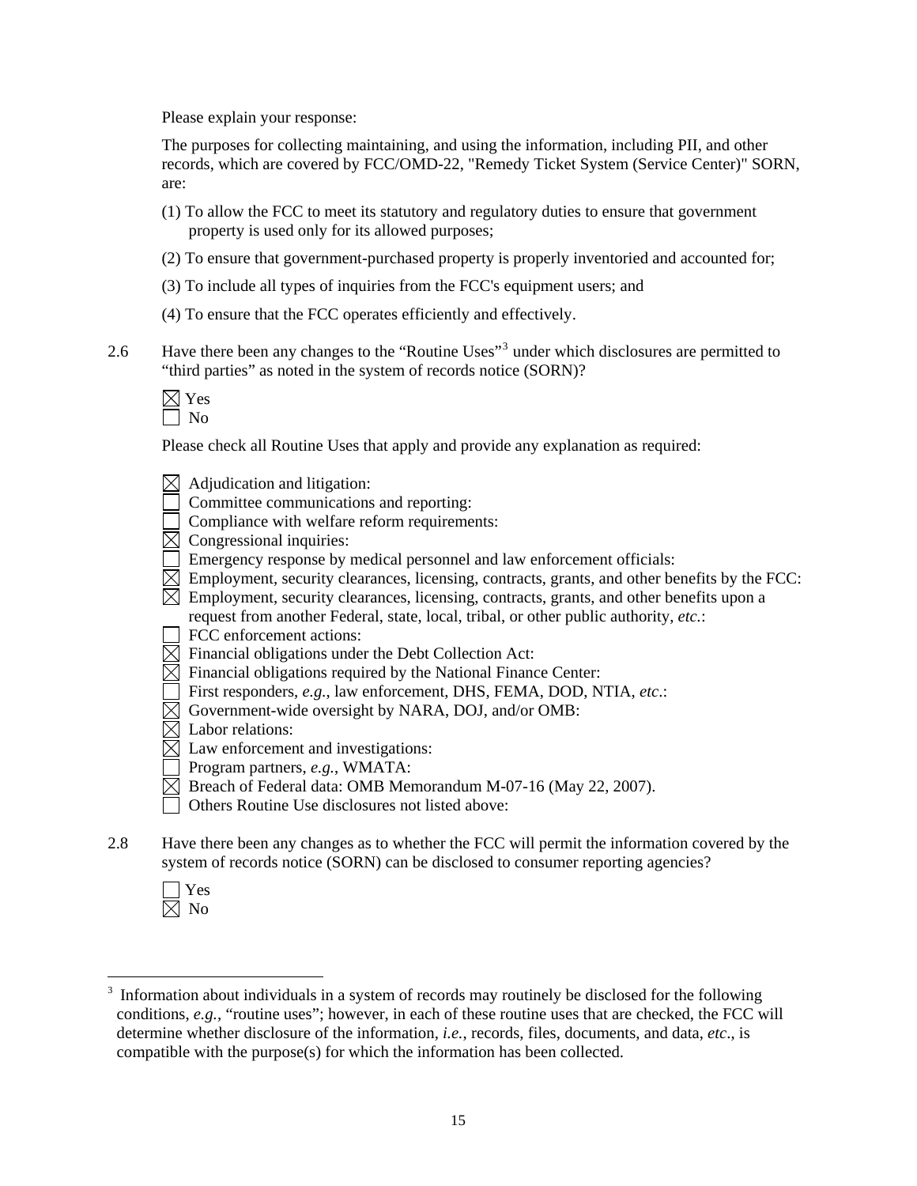Please explain your response:

The purposes for collecting maintaining, and using the information, including PII, and other records, which are covered by FCC/OMD-22, "Remedy Ticket System (Service Center)" SORN, are:

(1) To allow the FCC to meet its statutory and regulatory duties to ensure that government property is used only for its allowed purposes;

(2) To ensure that government-purchased property is properly inventoried and accounted for;

(3) To include all types of inquiries from the FCC's equipment users; and

(4) To ensure that the FCC operates efficiently and effectively.

2.6 Have there been any changes to the "Routine Uses"[3] under which disclosures are permitted to "third parties" as noted in the system of records notice (SORN)?

☒ Yes
☐ No

Please check all Routine Uses that apply and provide any explanation as required:

☒ Adjudication and litigation:
☐ Committee communications and reporting:
☐ Compliance with welfare reform requirements:
☒ Congressional inquiries:
☐ Emergency response by medical personnel and law enforcement officials:
☒ Employment, security clearances, licensing, contracts, grants, and other benefits by the FCC:
☒ Employment, security clearances, licensing, contracts, grants, and other benefits upon a request from another Federal, state, local, tribal, or other public authority, *etc.*:
☐ FCC enforcement actions:
☒ Financial obligations under the Debt Collection Act:
☒ Financial obligations required by the National Finance Center:
☐ First responders, *e.g.*, law enforcement, DHS, FEMA, DOD, NTIA, *etc*.:
☒ Government-wide oversight by NARA, DOJ, and/or OMB:
☒ Labor relations:
☒ Law enforcement and investigations:
☐ Program partners, *e.g.*, WMATA:
☒ Breach of Federal data: OMB Memorandum M-07-16 (May 22, 2007).
☐ Others Routine Use disclosures not listed above:

2.8 Have there been any changes as to whether the FCC will permit the information covered by the system of records notice (SORN) can be disclosed to consumer reporting agencies?

☐ Yes
☒ No

[3] Information about individuals in a system of records may routinely be disclosed for the following conditions, *e.g.*, "routine uses"; however, in each of these routine uses that are checked, the FCC will determine whether disclosure of the information, *i.e.*, records, files, documents, and data, *etc*., is compatible with the purpose(s) for which the information has been collected.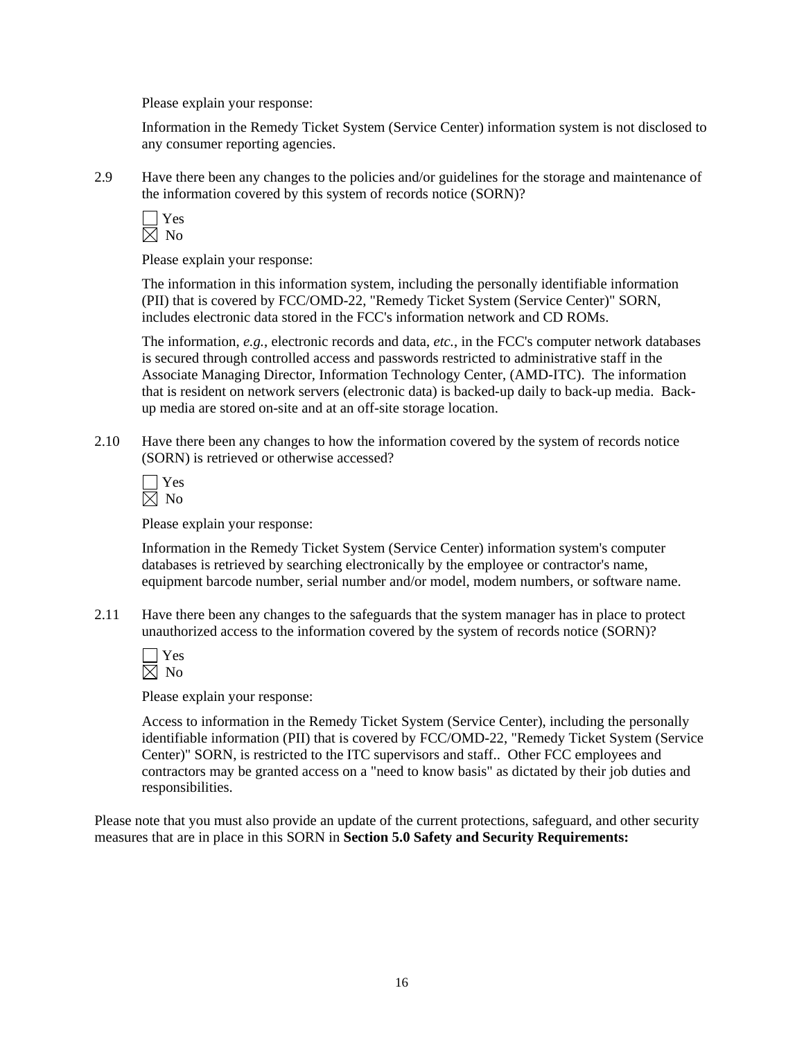Please explain your response:

Information in the Remedy Ticket System (Service Center) information system is not disclosed to any consumer reporting agencies.

2.9 Have there been any changes to the policies and/or guidelines for the storage and maintenance of the information covered by this system of records notice (SORN)?

☐ Yes
☒ No

Please explain your response:

The information in this information system, including the personally identifiable information (PII) that is covered by FCC/OMD-22, "Remedy Ticket System (Service Center)" SORN, includes electronic data stored in the FCC's information network and CD ROMs.

The information, *e.g.*, electronic records and data, *etc.*, in the FCC's computer network databases is secured through controlled access and passwords restricted to administrative staff in the Associate Managing Director, Information Technology Center, (AMD-ITC). The information that is resident on network servers (electronic data) is backed-up daily to back-up media. Back-up media are stored on-site and at an off-site storage location.

2.10 Have there been any changes to how the information covered by the system of records notice (SORN) is retrieved or otherwise accessed?

☐ Yes
☒ No

Please explain your response:

Information in the Remedy Ticket System (Service Center) information system's computer databases is retrieved by searching electronically by the employee or contractor's name, equipment barcode number, serial number and/or model, modem numbers, or software name.

2.11 Have there been any changes to the safeguards that the system manager has in place to protect unauthorized access to the information covered by the system of records notice (SORN)?

☐ Yes
☒ No

Please explain your response:

Access to information in the Remedy Ticket System (Service Center), including the personally identifiable information (PII) that is covered by FCC/OMD-22, "Remedy Ticket System (Service Center)" SORN, is restricted to the ITC supervisors and staff.. Other FCC employees and contractors may be granted access on a "need to know basis" as dictated by their job duties and responsibilities.

Please note that you must also provide an update of the current protections, safeguard, and other security measures that are in place in this SORN in **Section 5.0 Safety and Security Requirements:**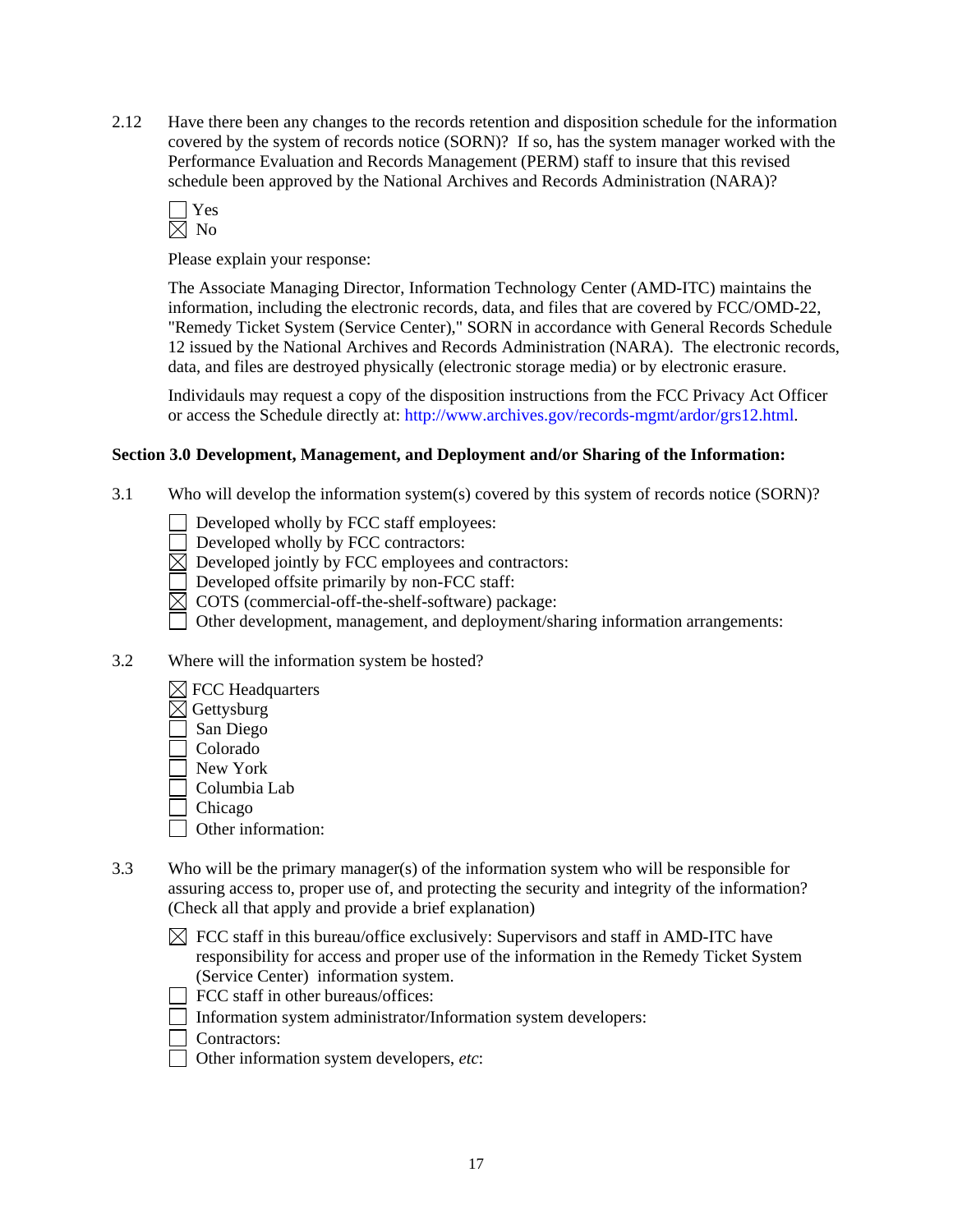2.12 Have there been any changes to the records retention and disposition schedule for the information covered by the system of records notice (SORN)? If so, has the system manager worked with the Performance Evaluation and Records Management (PERM) staff to insure that this revised schedule been approved by the National Archives and Records Administration (NARA)?

☐ Yes
☒ No

Please explain your response:

The Associate Managing Director, Information Technology Center (AMD-ITC) maintains the information, including the electronic records, data, and files that are covered by FCC/OMD-22, "Remedy Ticket System (Service Center)," SORN in accordance with General Records Schedule 12 issued by the National Archives and Records Administration (NARA). The electronic records, data, and files are destroyed physically (electronic storage media) or by electronic erasure.

Individauls may request a copy of the disposition instructions from the FCC Privacy Act Officer or access the Schedule directly at: http://www.archives.gov/records-mgmt/ardor/grs12.html.

**Section 3.0 Development, Management, and Deployment and/or Sharing of the Information:**

3.1 Who will develop the information system(s) covered by this system of records notice (SORN)?

☐ Developed wholly by FCC staff employees:
☐ Developed wholly by FCC contractors:
☒ Developed jointly by FCC employees and contractors:
☐ Developed offsite primarily by non-FCC staff:
☒ COTS (commercial-off-the-shelf-software) package:
☐ Other development, management, and deployment/sharing information arrangements:

3.2 Where will the information system be hosted?

☒ FCC Headquarters
☒ Gettysburg
☐ San Diego
☐ Colorado
☐ New York
☐ Columbia Lab
☐ Chicago
☐ Other information:

3.3 Who will be the primary manager(s) of the information system who will be responsible for assuring access to, proper use of, and protecting the security and integrity of the information? (Check all that apply and provide a brief explanation)

☒ FCC staff in this bureau/office exclusively: Supervisors and staff in AMD-ITC have responsibility for access and proper use of the information in the Remedy Ticket System (Service Center) information system.
☐ FCC staff in other bureaus/offices:
☐ Information system administrator/Information system developers:
☐ Contractors:
☐ Other information system developers, *etc*: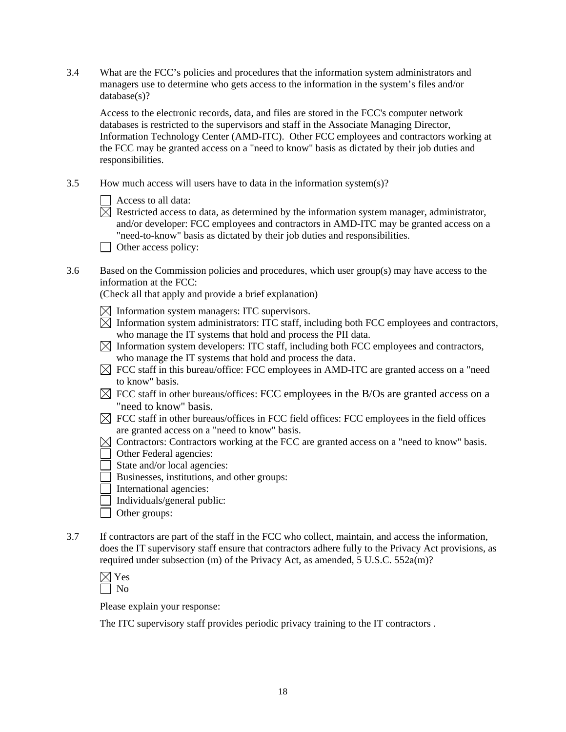3.4 What are the FCC's policies and procedures that the information system administrators and managers use to determine who gets access to the information in the system's files and/or database(s)?

Access to the electronic records, data, and files are stored in the FCC's computer network databases is restricted to the supervisors and staff in the Associate Managing Director, Information Technology Center (AMD-ITC). Other FCC employees and contractors working at the FCC may be granted access on a "need to know" basis as dictated by their job duties and responsibilities.

3.5 How much access will users have to data in the information system(s)?

☐ Access to all data:
☒ Restricted access to data, as determined by the information system manager, administrator, and/or developer: FCC employees and contractors in AMD-ITC may be granted access on a "need-to-know" basis as dictated by their job duties and responsibilities.
☐ Other access policy:

3.6 Based on the Commission policies and procedures, which user group(s) may have access to the information at the FCC:
(Check all that apply and provide a brief explanation)

☒ Information system managers: ITC supervisors.
☒ Information system administrators: ITC staff, including both FCC employees and contractors, who manage the IT systems that hold and process the PII data.
☒ Information system developers: ITC staff, including both FCC employees and contractors, who manage the IT systems that hold and process the data.
☒ FCC staff in this bureau/office: FCC employees in AMD-ITC are granted access on a "need to know" basis.
☒ FCC staff in other bureaus/offices: FCC employees in the B/Os are granted access on a "need to know" basis.
☒ FCC staff in other bureaus/offices in FCC field offices: FCC employees in the field offices are granted access on a "need to know" basis.
☒ Contractors: Contractors working at the FCC are granted access on a "need to know" basis.
☐ Other Federal agencies:
☐ State and/or local agencies:
☐ Businesses, institutions, and other groups:
☐ International agencies:
☐ Individuals/general public:
☐ Other groups:

3.7 If contractors are part of the staff in the FCC who collect, maintain, and access the information, does the IT supervisory staff ensure that contractors adhere fully to the Privacy Act provisions, as required under subsection (m) of the Privacy Act, as amended, 5 U.S.C. 552a(m)?

☒ Yes
☐ No

Please explain your response:

The ITC supervisory staff provides periodic privacy training to the IT contractors .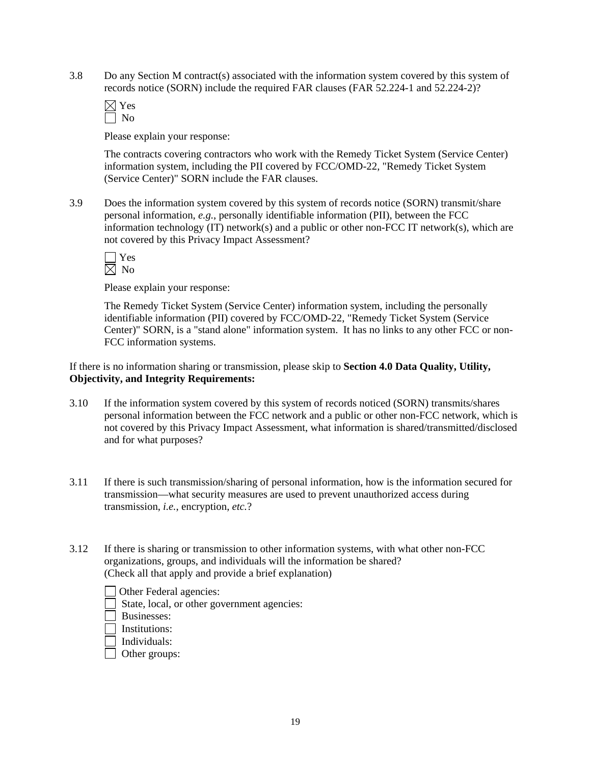3.8 Do any Section M contract(s) associated with the information system covered by this system of records notice (SORN) include the required FAR clauses (FAR 52.224-1 and 52.224-2)?

☒ Yes
☐ No

Please explain your response:

The contracts covering contractors who work with the Remedy Ticket System (Service Center) information system, including the PII covered by FCC/OMD-22, "Remedy Ticket System (Service Center)" SORN include the FAR clauses.

3.9 Does the information system covered by this system of records notice (SORN) transmit/share personal information, *e.g.*, personally identifiable information (PII), between the FCC information technology (IT) network(s) and a public or other non-FCC IT network(s), which are not covered by this Privacy Impact Assessment?

☐ Yes
☒ No

Please explain your response:

The Remedy Ticket System (Service Center) information system, including the personally identifiable information (PII) covered by FCC/OMD-22, "Remedy Ticket System (Service Center)" SORN, is a "stand alone" information system. It has no links to any other FCC or non-FCC information systems.

If there is no information sharing or transmission, please skip to **Section 4.0 Data Quality, Utility, Objectivity, and Integrity Requirements:**

3.10 If the information system covered by this system of records noticed (SORN) transmits/shares personal information between the FCC network and a public or other non-FCC network, which is not covered by this Privacy Impact Assessment, what information is shared/transmitted/disclosed and for what purposes?

3.11 If there is such transmission/sharing of personal information, how is the information secured for transmission—what security measures are used to prevent unauthorized access during transmission, *i.e.*, encryption, *etc.*?

3.12 If there is sharing or transmission to other information systems, with what other non-FCC organizations, groups, and individuals will the information be shared? (Check all that apply and provide a brief explanation)

☐ Other Federal agencies:
☐ State, local, or other government agencies:
☐ Businesses:
☐ Institutions:
☐ Individuals:
☐ Other groups: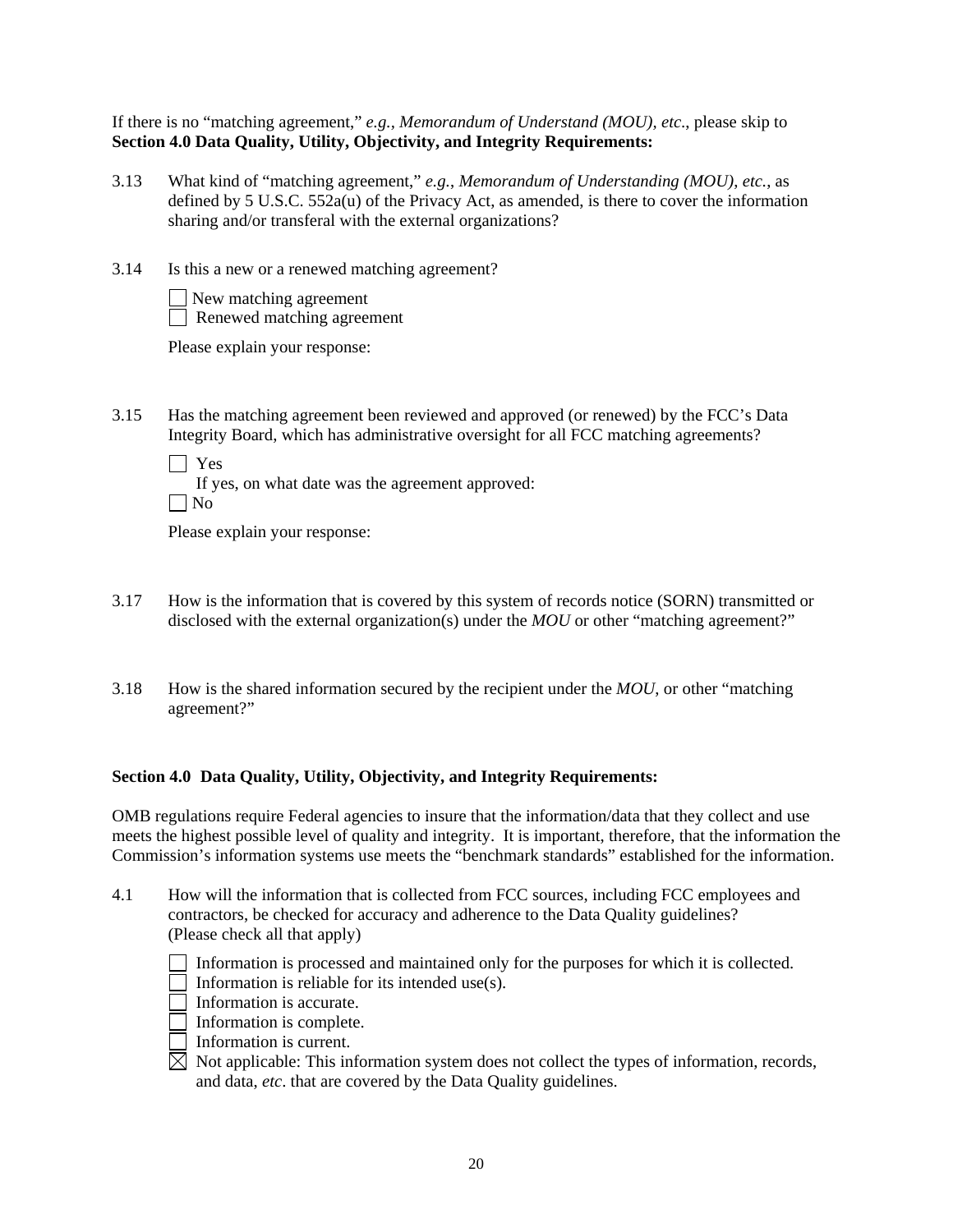If there is no "matching agreement," *e.g.*, *Memorandum of Understand (MOU)*, *etc*., please skip to **Section 4.0 Data Quality, Utility, Objectivity, and Integrity Requirements:**

3.13 What kind of "matching agreement," *e.g.*, *Memorandum of Understanding (MOU)*, *etc.*, as defined by 5 U.S.C. 552a(u) of the Privacy Act, as amended, is there to cover the information sharing and/or transferal with the external organizations?

3.14 Is this a new or a renewed matching agreement?

☐ New matching agreement
☐ Renewed matching agreement

Please explain your response:

3.15 Has the matching agreement been reviewed and approved (or renewed) by the FCC's Data Integrity Board, which has administrative oversight for all FCC matching agreements?

☐ Yes
If yes, on what date was the agreement approved:
☐ No

Please explain your response:

3.17 How is the information that is covered by this system of records notice (SORN) transmitted or disclosed with the external organization(s) under the *MOU* or other "matching agreement?"

3.18 How is the shared information secured by the recipient under the *MOU*, or other "matching agreement?"

**Section 4.0 Data Quality, Utility, Objectivity, and Integrity Requirements:**

OMB regulations require Federal agencies to insure that the information/data that they collect and use meets the highest possible level of quality and integrity. It is important, therefore, that the information the Commission's information systems use meets the "benchmark standards" established for the information.

4.1 How will the information that is collected from FCC sources, including FCC employees and contractors, be checked for accuracy and adherence to the Data Quality guidelines? (Please check all that apply)

☐ Information is processed and maintained only for the purposes for which it is collected.
☐ Information is reliable for its intended use(s).
☐ Information is accurate.
☐ Information is complete.
☐ Information is current.
☒ Not applicable: This information system does not collect the types of information, records, and data, *etc*. that are covered by the Data Quality guidelines.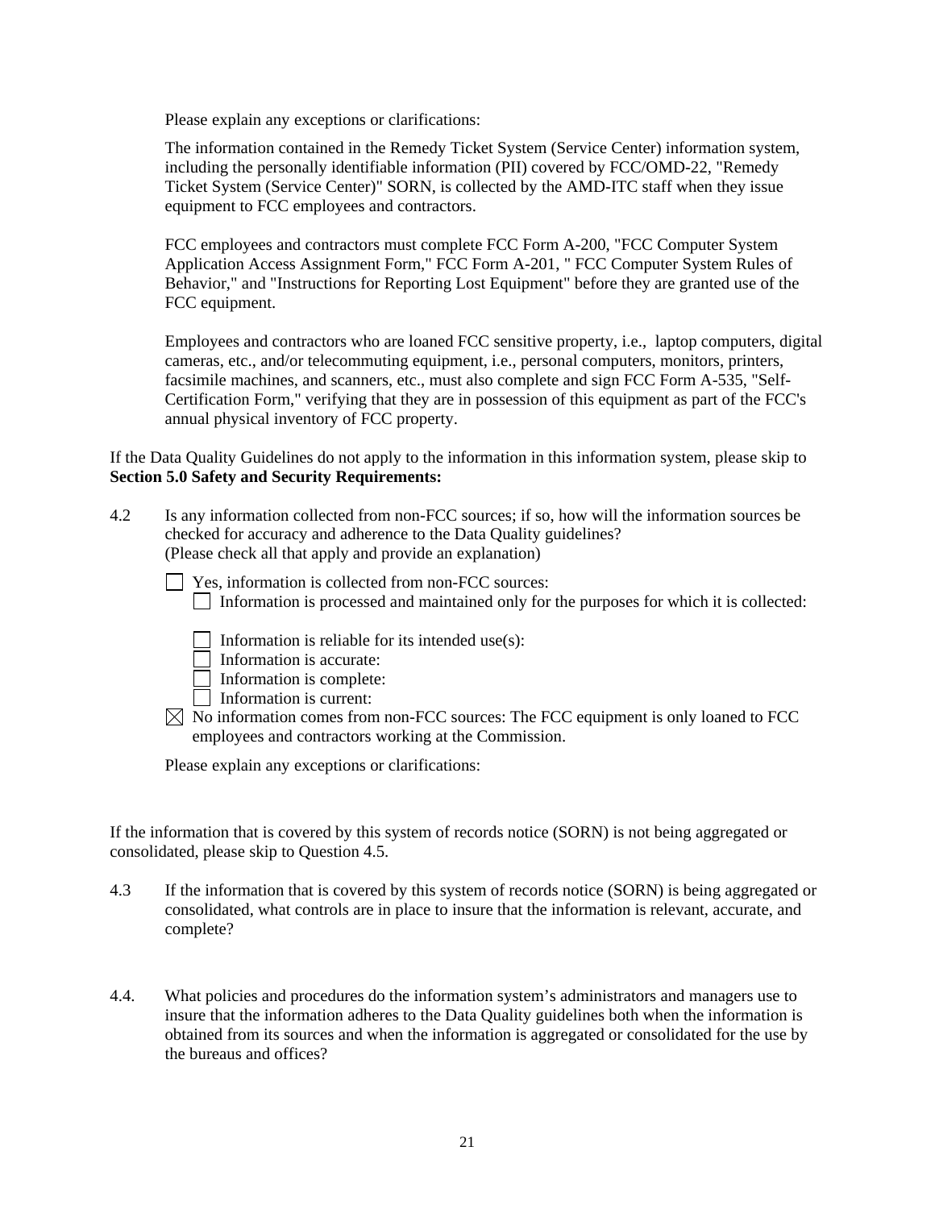Please explain any exceptions or clarifications:

The information contained in the Remedy Ticket System (Service Center) information system, including the personally identifiable information (PII) covered by FCC/OMD-22, "Remedy Ticket System (Service Center)" SORN, is collected by the AMD-ITC staff when they issue equipment to FCC employees and contractors.

FCC employees and contractors must complete FCC Form A-200, "FCC Computer System Application Access Assignment Form," FCC Form A-201, " FCC Computer System Rules of Behavior," and "Instructions for Reporting Lost Equipment" before they are granted use of the FCC equipment.

Employees and contractors who are loaned FCC sensitive property, i.e., laptop computers, digital cameras, etc., and/or telecommuting equipment, i.e., personal computers, monitors, printers, facsimile machines, and scanners, etc., must also complete and sign FCC Form A-535, "Self-Certification Form," verifying that they are in possession of this equipment as part of the FCC's annual physical inventory of FCC property.

If the Data Quality Guidelines do not apply to the information in this information system, please skip to **Section 5.0 Safety and Security Requirements:**

4.2 Is any information collected from non-FCC sources; if so, how will the information sources be checked for accuracy and adherence to the Data Quality guidelines? (Please check all that apply and provide an explanation)

☐ Yes, information is collected from non-FCC sources:
☐ Information is processed and maintained only for the purposes for which it is collected:

☐ Information is reliable for its intended use(s):
☐ Information is accurate:
☐ Information is complete:
☐ Information is current:

☒ No information comes from non-FCC sources: The FCC equipment is only loaned to FCC employees and contractors working at the Commission.

Please explain any exceptions or clarifications:

If the information that is covered by this system of records notice (SORN) is not being aggregated or consolidated, please skip to Question 4.5.

4.3 If the information that is covered by this system of records notice (SORN) is being aggregated or consolidated, what controls are in place to insure that the information is relevant, accurate, and complete?

4.4. What policies and procedures do the information system's administrators and managers use to insure that the information adheres to the Data Quality guidelines both when the information is obtained from its sources and when the information is aggregated or consolidated for the use by the bureaus and offices?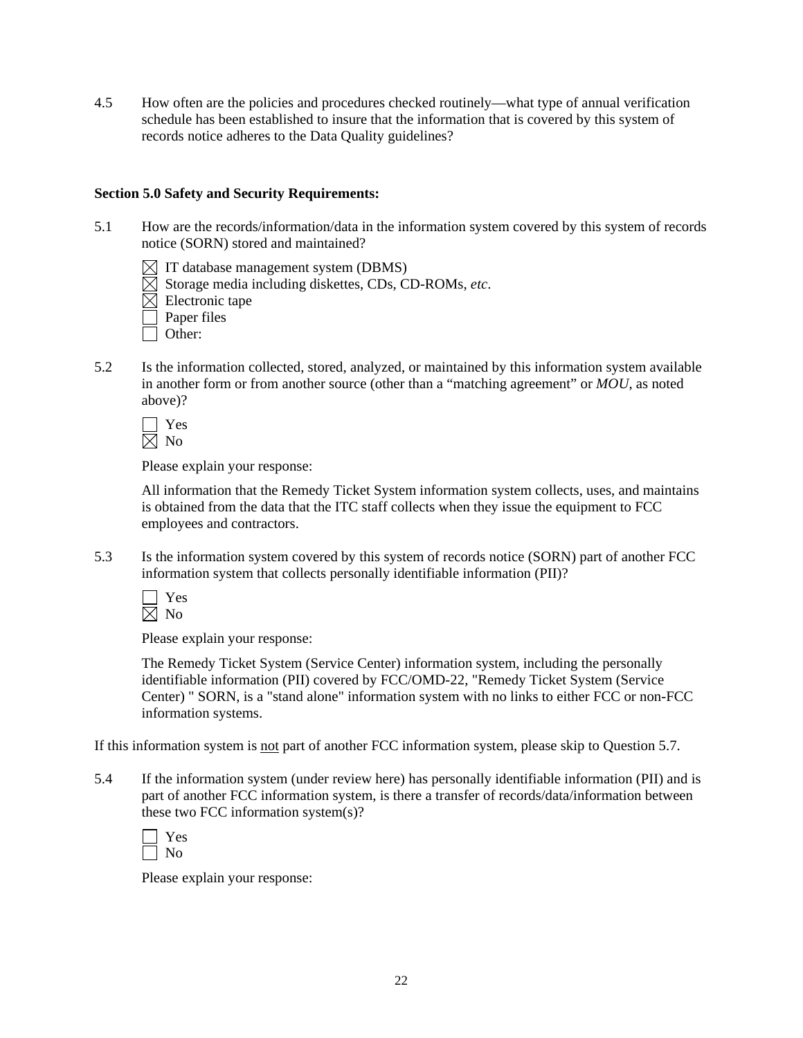4.5 How often are the policies and procedures checked routinely—what type of annual verification schedule has been established to insure that the information that is covered by this system of records notice adheres to the Data Quality guidelines?

**Section 5.0 Safety and Security Requirements:**

5.1 How are the records/information/data in the information system covered by this system of records notice (SORN) stored and maintained?

- ☒ IT database management system (DBMS)
- ☒ Storage media including diskettes, CDs, CD-ROMs, *etc*.
- ☒ Electronic tape
- ☐ Paper files
- ☐ Other:

5.2 Is the information collected, stored, analyzed, or maintained by this information system available in another form or from another source (other than a "matching agreement" or *MOU*, as noted above)?

- ☐ Yes
- ☒ No

Please explain your response:

All information that the Remedy Ticket System information system collects, uses, and maintains is obtained from the data that the ITC staff collects when they issue the equipment to FCC employees and contractors.

5.3 Is the information system covered by this system of records notice (SORN) part of another FCC information system that collects personally identifiable information (PII)?

- ☐ Yes
- ☒ No

Please explain your response:

The Remedy Ticket System (Service Center) information system, including the personally identifiable information (PII) covered by FCC/OMD-22, "Remedy Ticket System (Service Center) " SORN, is a "stand alone" information system with no links to either FCC or non-FCC information systems.

If this information system is <u>not</u> part of another FCC information system, please skip to Question 5.7.

5.4 If the information system (under review here) has personally identifiable information (PII) and is part of another FCC information system, is there a transfer of records/data/information between these two FCC information system(s)?

- ☐ Yes
- ☐ No

Please explain your response: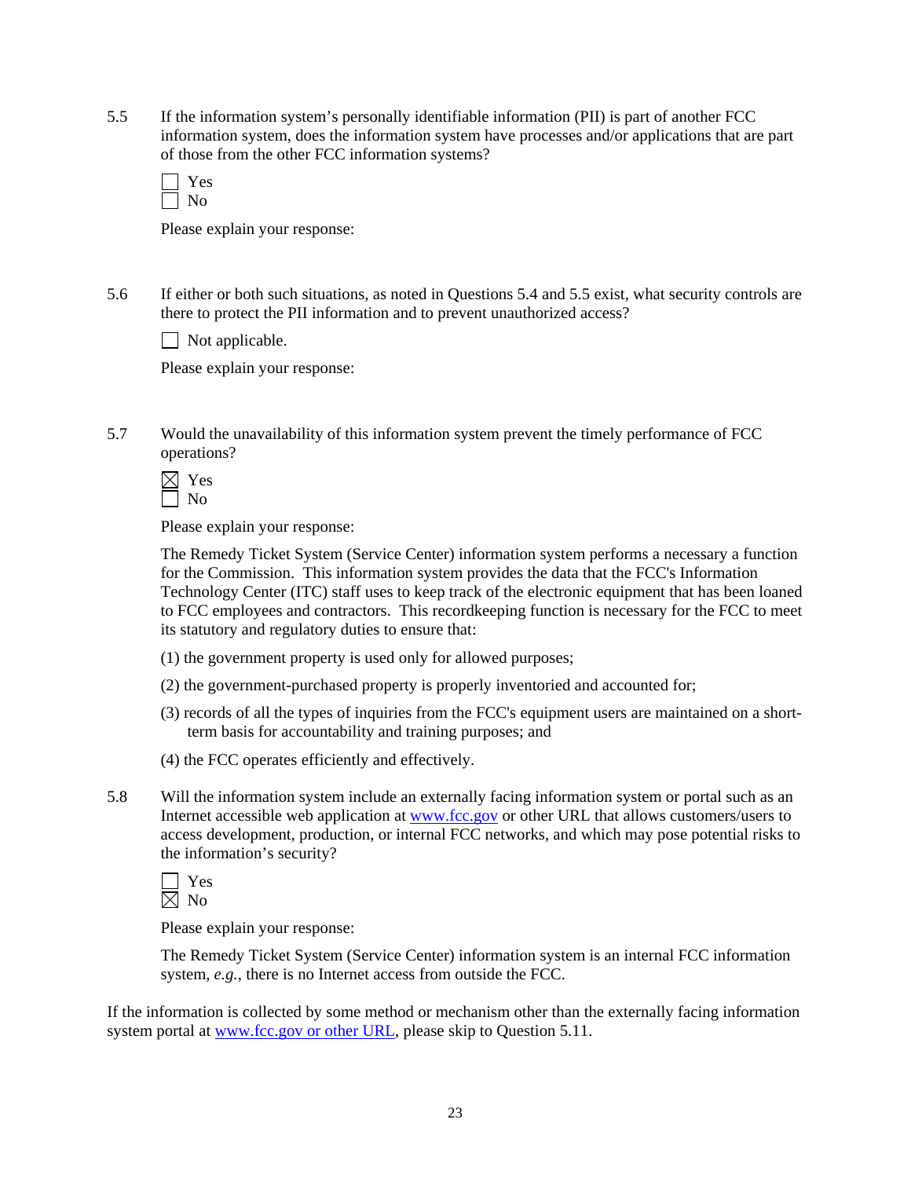5.5 If the information system's personally identifiable information (PII) is part of another FCC information system, does the information system have processes and/or applications that are part of those from the other FCC information systems?

☐ Yes
☐ No

Please explain your response:

5.6 If either or both such situations, as noted in Questions 5.4 and 5.5 exist, what security controls are there to protect the PII information and to prevent unauthorized access?

☐ Not applicable.

Please explain your response:

5.7 Would the unavailability of this information system prevent the timely performance of FCC operations?

☒ Yes
☐ No

Please explain your response:

The Remedy Ticket System (Service Center) information system performs a necessary a function for the Commission. This information system provides the data that the FCC's Information Technology Center (ITC) staff uses to keep track of the electronic equipment that has been loaned to FCC employees and contractors. This recordkeeping function is necessary for the FCC to meet its statutory and regulatory duties to ensure that:

(1) the government property is used only for allowed purposes;

(2) the government-purchased property is properly inventoried and accounted for;

(3) records of all the types of inquiries from the FCC's equipment users are maintained on a short-term basis for accountability and training purposes; and

(4) the FCC operates efficiently and effectively.

5.8 Will the information system include an externally facing information system or portal such as an Internet accessible web application at www.fcc.gov or other URL that allows customers/users to access development, production, or internal FCC networks, and which may pose potential risks to the information's security?

☐ Yes
☒ No

Please explain your response:

The Remedy Ticket System (Service Center) information system is an internal FCC information system, *e.g.*, there is no Internet access from outside the FCC.

If the information is collected by some method or mechanism other than the externally facing information system portal at www.fcc.gov or other URL, please skip to Question 5.11.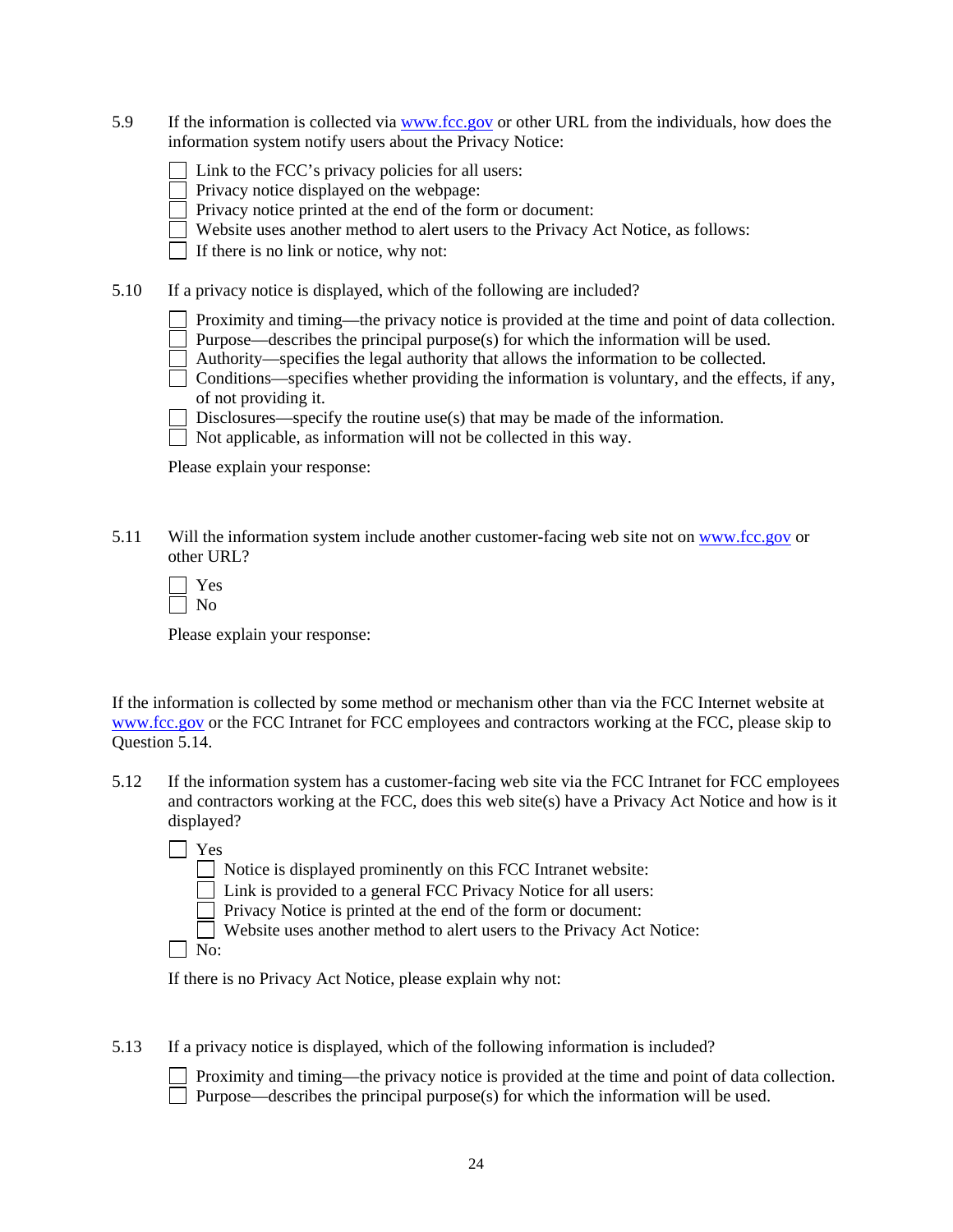5.9 If the information is collected via www.fcc.gov or other URL from the individuals, how does the information system notify users about the Privacy Notice:

☐ Link to the FCC's privacy policies for all users:
☐ Privacy notice displayed on the webpage:
☐ Privacy notice printed at the end of the form or document:
☐ Website uses another method to alert users to the Privacy Act Notice, as follows:
☐ If there is no link or notice, why not:

5.10 If a privacy notice is displayed, which of the following are included?

☐ Proximity and timing—the privacy notice is provided at the time and point of data collection.
☐ Purpose—describes the principal purpose(s) for which the information will be used.
☐ Authority—specifies the legal authority that allows the information to be collected.
☐ Conditions—specifies whether providing the information is voluntary, and the effects, if any, of not providing it.
☐ Disclosures—specify the routine use(s) that may be made of the information.
☐ Not applicable, as information will not be collected in this way.

Please explain your response:

5.11 Will the information system include another customer-facing web site not on www.fcc.gov or other URL?

☐ Yes
☐ No

Please explain your response:

If the information is collected by some method or mechanism other than via the FCC Internet website at www.fcc.gov or the FCC Intranet for FCC employees and contractors working at the FCC, please skip to Question 5.14.

5.12 If the information system has a customer-facing web site via the FCC Intranet for FCC employees and contractors working at the FCC, does this web site(s) have a Privacy Act Notice and how is it displayed?

☐ Yes
  ☐ Notice is displayed prominently on this FCC Intranet website:
  ☐ Link is provided to a general FCC Privacy Notice for all users:
  ☐ Privacy Notice is printed at the end of the form or document:
  ☐ Website uses another method to alert users to the Privacy Act Notice:
☐ No:

If there is no Privacy Act Notice, please explain why not:

5.13 If a privacy notice is displayed, which of the following information is included?

☐ Proximity and timing—the privacy notice is provided at the time and point of data collection.
☐ Purpose—describes the principal purpose(s) for which the information will be used.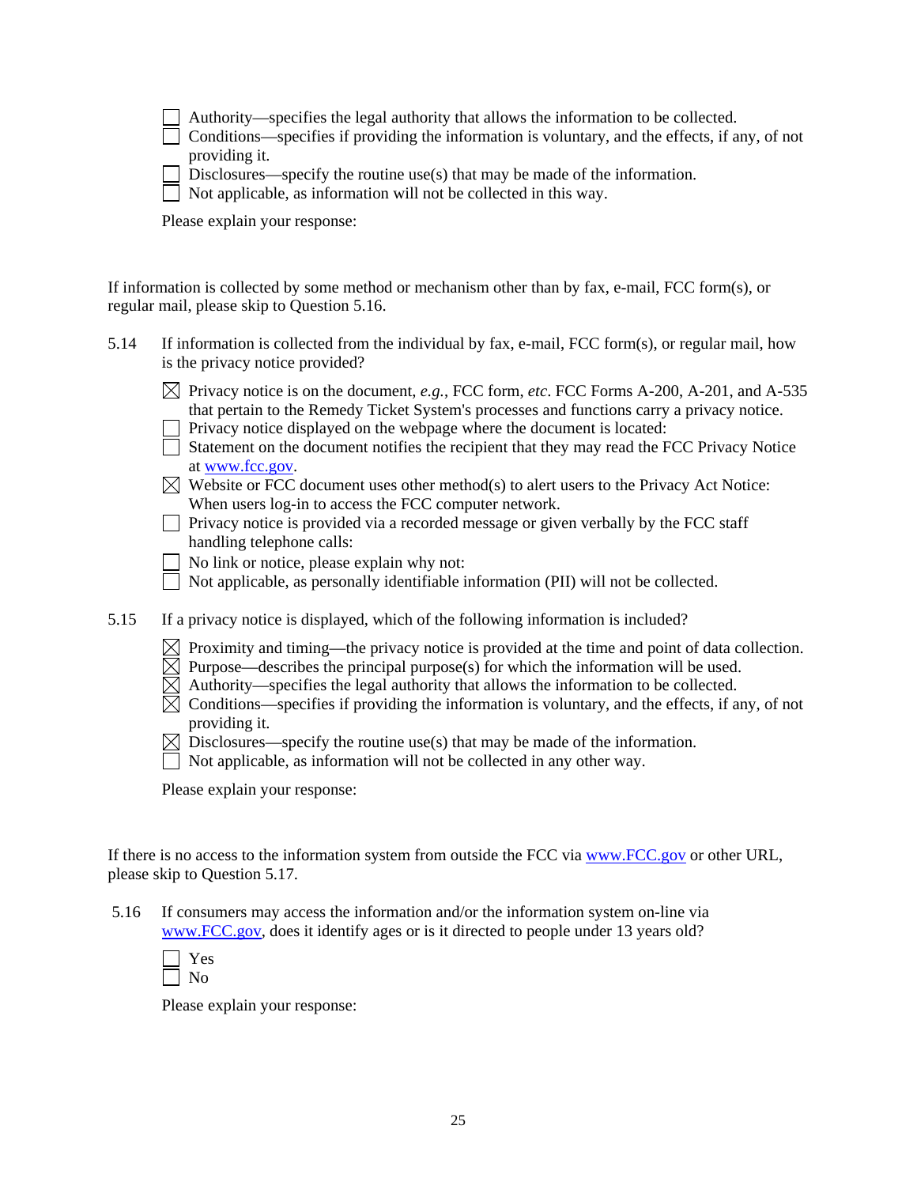- [ ] Authority—specifies the legal authority that allows the information to be collected.
- [ ] Conditions—specifies if providing the information is voluntary, and the effects, if any, of not providing it.
- [ ] Disclosures—specify the routine use(s) that may be made of the information.
- [ ] Not applicable, as information will not be collected in this way.

Please explain your response:

If information is collected by some method or mechanism other than by fax, e-mail, FCC form(s), or regular mail, please skip to Question 5.16.

5.14 If information is collected from the individual by fax, e-mail, FCC form(s), or regular mail, how is the privacy notice provided?

- [x] Privacy notice is on the document, *e.g.*, FCC form, *etc*. FCC Forms A-200, A-201, and A-535 that pertain to the Remedy Ticket System's processes and functions carry a privacy notice.
- [ ] Privacy notice displayed on the webpage where the document is located:
- [ ] Statement on the document notifies the recipient that they may read the FCC Privacy Notice at www.fcc.gov.
- [x] Website or FCC document uses other method(s) to alert users to the Privacy Act Notice: When users log-in to access the FCC computer network.
- [ ] Privacy notice is provided via a recorded message or given verbally by the FCC staff handling telephone calls:
- [ ] No link or notice, please explain why not:
- [ ] Not applicable, as personally identifiable information (PII) will not be collected.

5.15 If a privacy notice is displayed, which of the following information is included?

- [x] Proximity and timing—the privacy notice is provided at the time and point of data collection.
- [x] Purpose—describes the principal purpose(s) for which the information will be used.
- [x] Authority—specifies the legal authority that allows the information to be collected.
- [x] Conditions—specifies if providing the information is voluntary, and the effects, if any, of not providing it.
- [x] Disclosures—specify the routine use(s) that may be made of the information.
- [ ] Not applicable, as information will not be collected in any other way.

Please explain your response:

If there is no access to the information system from outside the FCC via www.FCC.gov or other URL, please skip to Question 5.17.

5.16 If consumers may access the information and/or the information system on-line via www.FCC.gov, does it identify ages or is it directed to people under 13 years old?

- [ ] Yes
- [ ] No

Please explain your response: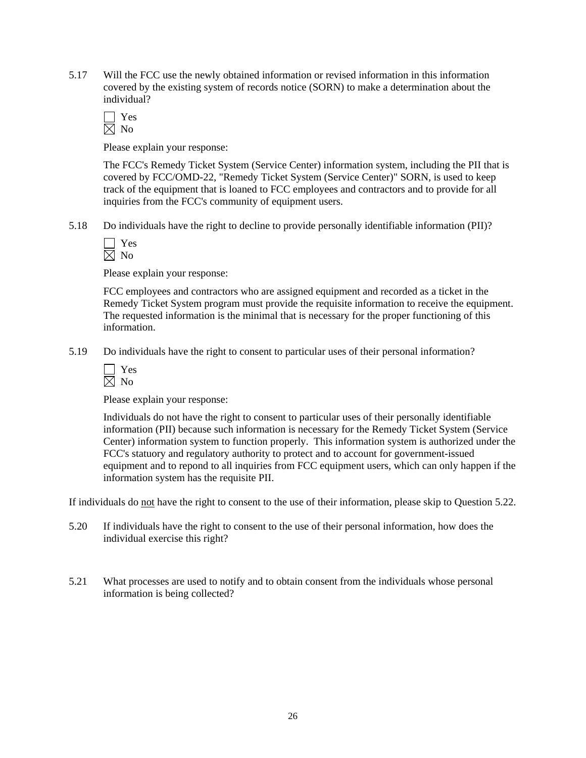5.17 Will the FCC use the newly obtained information or revised information in this information covered by the existing system of records notice (SORN) to make a determination about the individual?

☐ Yes
☒ No

Please explain your response:

The FCC's Remedy Ticket System (Service Center) information system, including the PII that is covered by FCC/OMD-22, "Remedy Ticket System (Service Center)" SORN, is used to keep track of the equipment that is loaned to FCC employees and contractors and to provide for all inquiries from the FCC's community of equipment users.

5.18 Do individuals have the right to decline to provide personally identifiable information (PII)?

☐ Yes
☒ No

Please explain your response:

FCC employees and contractors who are assigned equipment and recorded as a ticket in the Remedy Ticket System program must provide the requisite information to receive the equipment. The requested information is the minimal that is necessary for the proper functioning of this information.

5.19 Do individuals have the right to consent to particular uses of their personal information?

☐ Yes
☒ No

Please explain your response:

Individuals do not have the right to consent to particular uses of their personally identifiable information (PII) because such information is necessary for the Remedy Ticket System (Service Center) information system to function properly. This information system is authorized under the FCC's statuory and regulatory authority to protect and to account for government-issued equipment and to repond to all inquiries from FCC equipment users, which can only happen if the information system has the requisite PII.

If individuals do <u>not</u> have the right to consent to the use of their information, please skip to Question 5.22.

5.20 If individuals have the right to consent to the use of their personal information, how does the individual exercise this right?

5.21 What processes are used to notify and to obtain consent from the individuals whose personal information is being collected?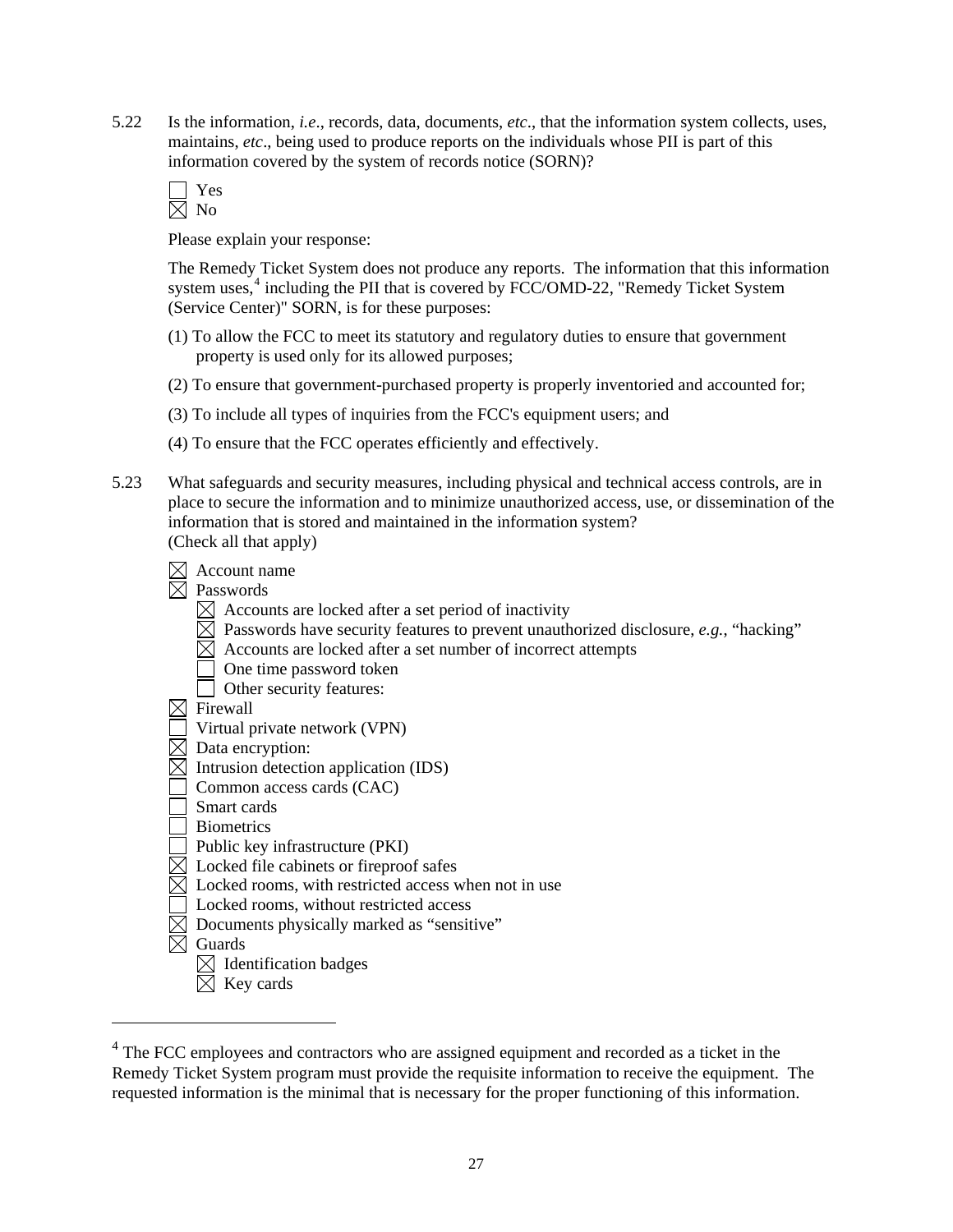5.22 Is the information, *i.e*., records, data, documents, *etc*., that the information system collects, uses, maintains, *etc*., being used to produce reports on the individuals whose PII is part of this information covered by the system of records notice (SORN)?

☐ Yes
☒ No

Please explain your response:

The Remedy Ticket System does not produce any reports. The information that this information system uses,[4] including the PII that is covered by FCC/OMD-22, "Remedy Ticket System (Service Center)" SORN, is for these purposes:

(1) To allow the FCC to meet its statutory and regulatory duties to ensure that government property is used only for its allowed purposes;

(2) To ensure that government-purchased property is properly inventoried and accounted for;

(3) To include all types of inquiries from the FCC's equipment users; and

(4) To ensure that the FCC operates efficiently and effectively.

5.23 What safeguards and security measures, including physical and technical access controls, are in place to secure the information and to minimize unauthorized access, use, or dissemination of the information that is stored and maintained in the information system?
(Check all that apply)

☒ Account name
☒ Passwords
  ☒ Accounts are locked after a set period of inactivity
  ☒ Passwords have security features to prevent unauthorized disclosure, *e.g.*, "hacking"
  ☒ Accounts are locked after a set number of incorrect attempts
  ☐ One time password token
  ☐ Other security features:
☒ Firewall
☐ Virtual private network (VPN)
☒ Data encryption:
☒ Intrusion detection application (IDS)
☐ Common access cards (CAC)
☐ Smart cards
☐ Biometrics
☐ Public key infrastructure (PKI)
☒ Locked file cabinets or fireproof safes
☒ Locked rooms, with restricted access when not in use
☐ Locked rooms, without restricted access
☒ Documents physically marked as "sensitive"
☒ Guards
  ☒ Identification badges
  ☒ Key cards

[4] The FCC employees and contractors who are assigned equipment and recorded as a ticket in the Remedy Ticket System program must provide the requisite information to receive the equipment. The requested information is the minimal that is necessary for the proper functioning of this information.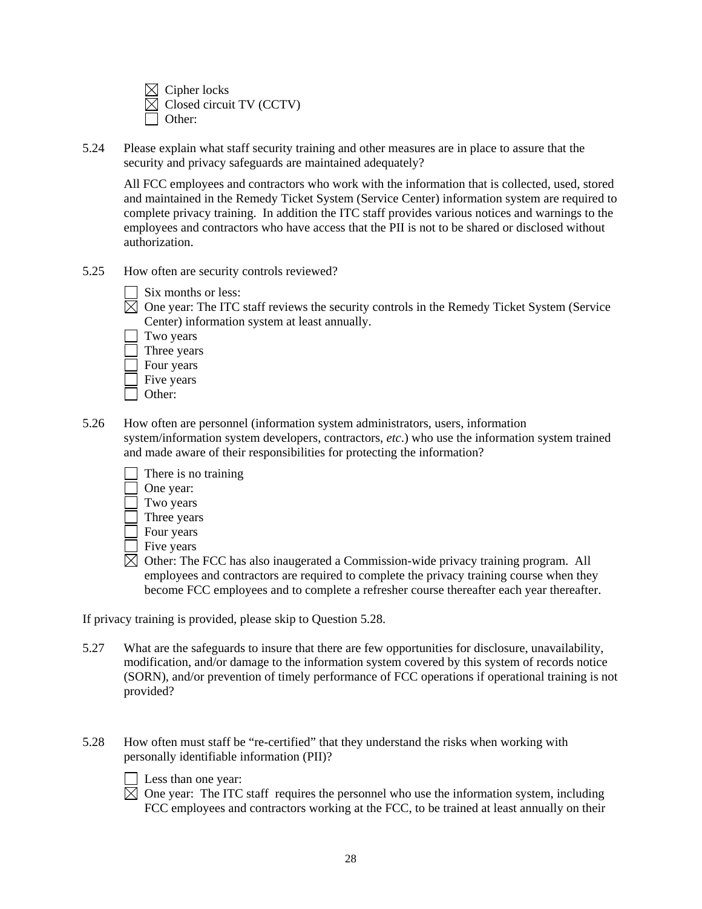☒ Cipher locks
☒ Closed circuit TV (CCTV)
☐ Other:

5.24 Please explain what staff security training and other measures are in place to assure that the security and privacy safeguards are maintained adequately?

All FCC employees and contractors who work with the information that is collected, used, stored and maintained in the Remedy Ticket System (Service Center) information system are required to complete privacy training. In addition the ITC staff provides various notices and warnings to the employees and contractors who have access that the PII is not to be shared or disclosed without authorization.

5.25 How often are security controls reviewed?

☐ Six months or less:
☒ One year: The ITC staff reviews the security controls in the Remedy Ticket System (Service Center) information system at least annually.
☐ Two years
☐ Three years
☐ Four years
☐ Five years
☐ Other:

5.26 How often are personnel (information system administrators, users, information system/information system developers, contractors, *etc*.) who use the information system trained and made aware of their responsibilities for protecting the information?

☐ There is no training
☐ One year:
☐ Two years
☐ Three years
☐ Four years
☐ Five years
☒ Other: The FCC has also inaugerated a Commission-wide privacy training program. All employees and contractors are required to complete the privacy training course when they become FCC employees and to complete a refresher course thereafter each year thereafter.

If privacy training is provided, please skip to Question 5.28.

5.27 What are the safeguards to insure that there are few opportunities for disclosure, unavailability, modification, and/or damage to the information system covered by this system of records notice (SORN), and/or prevention of timely performance of FCC operations if operational training is not provided?

5.28 How often must staff be "re-certified" that they understand the risks when working with personally identifiable information (PII)?

☐ Less than one year:
☒ One year: The ITC staff requires the personnel who use the information system, including FCC employees and contractors working at the FCC, to be trained at least annually on their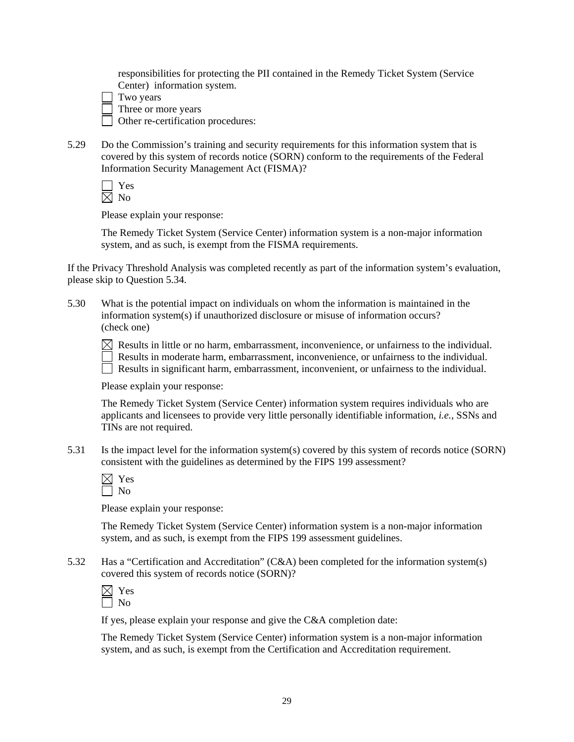responsibilities for protecting the PII contained in the Remedy Ticket System (Service Center) information system.

☐ Two years
☐ Three or more years
☐ Other re-certification procedures:

5.29 Do the Commission's training and security requirements for this information system that is covered by this system of records notice (SORN) conform to the requirements of the Federal Information Security Management Act (FISMA)?

☐ Yes
☒ No

Please explain your response:

The Remedy Ticket System (Service Center) information system is a non-major information system, and as such, is exempt from the FISMA requirements.

If the Privacy Threshold Analysis was completed recently as part of the information system's evaluation, please skip to Question 5.34.

5.30 What is the potential impact on individuals on whom the information is maintained in the information system(s) if unauthorized disclosure or misuse of information occurs? (check one)

☒ Results in little or no harm, embarrassment, inconvenience, or unfairness to the individual.
☐ Results in moderate harm, embarrassment, inconvenience, or unfairness to the individual.
☐ Results in significant harm, embarrassment, inconvenient, or unfairness to the individual.

Please explain your response:

The Remedy Ticket System (Service Center) information system requires individuals who are applicants and licensees to provide very little personally identifiable information, *i.e.*, SSNs and TINs are not required.

5.31 Is the impact level for the information system(s) covered by this system of records notice (SORN) consistent with the guidelines as determined by the FIPS 199 assessment?

☒ Yes
☐ No

Please explain your response:

The Remedy Ticket System (Service Center) information system is a non-major information system, and as such, is exempt from the FIPS 199 assessment guidelines.

5.32 Has a "Certification and Accreditation" (C&A) been completed for the information system(s) covered this system of records notice (SORN)?

☒ Yes
☐ No

If yes, please explain your response and give the C&A completion date:

The Remedy Ticket System (Service Center) information system is a non-major information system, and as such, is exempt from the Certification and Accreditation requirement.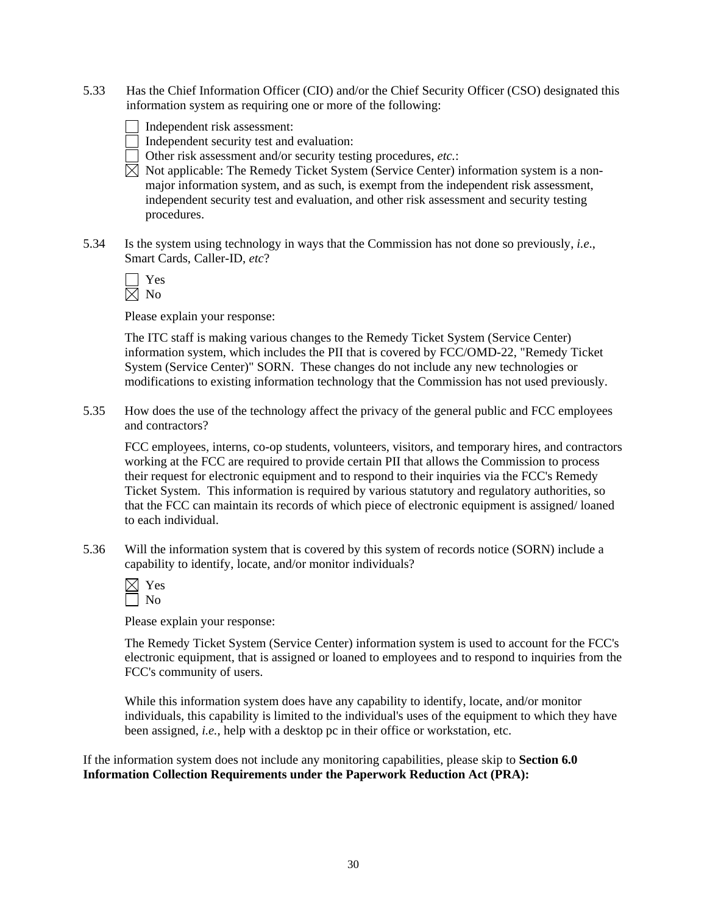5.33 Has the Chief Information Officer (CIO) and/or the Chief Security Officer (CSO) designated this information system as requiring one or more of the following:

- ☐ Independent risk assessment:
- ☐ Independent security test and evaluation:
- ☐ Other risk assessment and/or security testing procedures, *etc.*:
- ☒ Not applicable: The Remedy Ticket System (Service Center) information system is a non-major information system, and as such, is exempt from the independent risk assessment, independent security test and evaluation, and other risk assessment and security testing procedures.

5.34 Is the system using technology in ways that the Commission has not done so previously, *i.e.*, Smart Cards, Caller-ID, *etc*?

- ☐ Yes
- ☒ No

Please explain your response:

The ITC staff is making various changes to the Remedy Ticket System (Service Center) information system, which includes the PII that is covered by FCC/OMD-22, "Remedy Ticket System (Service Center)" SORN. These changes do not include any new technologies or modifications to existing information technology that the Commission has not used previously.

5.35 How does the use of the technology affect the privacy of the general public and FCC employees and contractors?

FCC employees, interns, co-op students, volunteers, visitors, and temporary hires, and contractors working at the FCC are required to provide certain PII that allows the Commission to process their request for electronic equipment and to respond to their inquiries via the FCC's Remedy Ticket System. This information is required by various statutory and regulatory authorities, so that the FCC can maintain its records of which piece of electronic equipment is assigned/ loaned to each individual.

5.36 Will the information system that is covered by this system of records notice (SORN) include a capability to identify, locate, and/or monitor individuals?

- ☒ Yes
- ☐ No

Please explain your response:

The Remedy Ticket System (Service Center) information system is used to account for the FCC's electronic equipment, that is assigned or loaned to employees and to respond to inquiries from the FCC's community of users.

While this information system does have any capability to identify, locate, and/or monitor individuals, this capability is limited to the individual's uses of the equipment to which they have been assigned, *i.e.*, help with a desktop pc in their office or workstation, etc.

If the information system does not include any monitoring capabilities, please skip to **Section 6.0 Information Collection Requirements under the Paperwork Reduction Act (PRA):**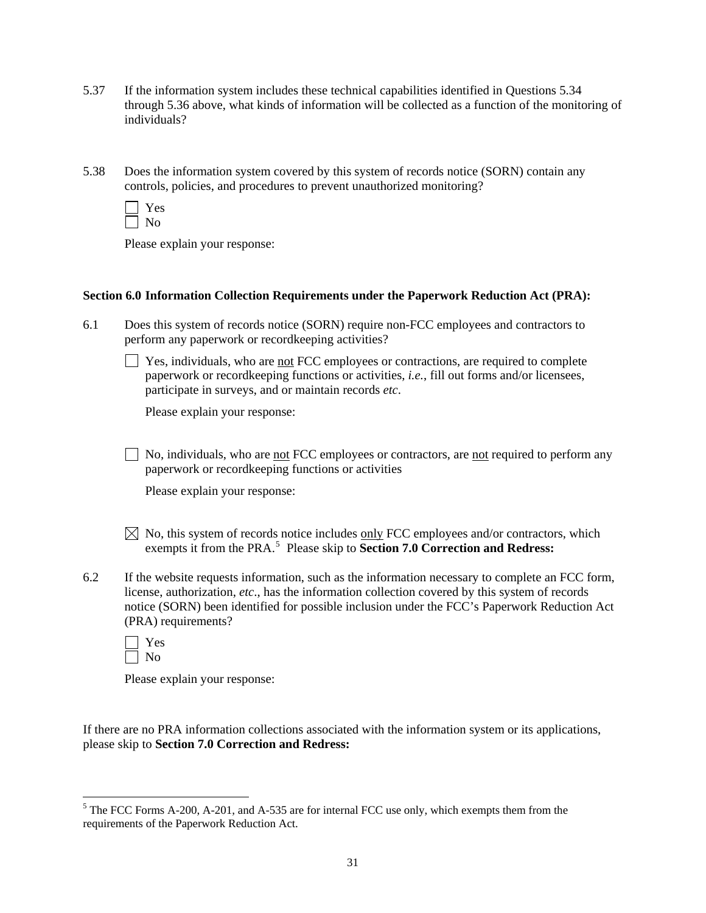5.37 If the information system includes these technical capabilities identified in Questions 5.34 through 5.36 above, what kinds of information will be collected as a function of the monitoring of individuals?

5.38 Does the information system covered by this system of records notice (SORN) contain any controls, policies, and procedures to prevent unauthorized monitoring?

☐ Yes
☐ No

Please explain your response:

**Section 6.0 Information Collection Requirements under the Paperwork Reduction Act (PRA):**

6.1 Does this system of records notice (SORN) require non-FCC employees and contractors to perform any paperwork or recordkeeping activities?

☐ Yes, individuals, who are <u>not</u> FCC employees or contractions, are required to complete paperwork or recordkeeping functions or activities, *i.e.*, fill out forms and/or licensees, participate in surveys, and or maintain records *etc*.

Please explain your response:

☐ No, individuals, who are <u>not</u> FCC employees or contractors, are <u>not</u> required to perform any paperwork or recordkeeping functions or activities

Please explain your response:

☒ No, this system of records notice includes <u>only</u> FCC employees and/or contractors, which exempts it from the PRA.[5] Please skip to **Section 7.0 Correction and Redress:**

6.2 If the website requests information, such as the information necessary to complete an FCC form, license, authorization, *etc*., has the information collection covered by this system of records notice (SORN) been identified for possible inclusion under the FCC's Paperwork Reduction Act (PRA) requirements?

☐ Yes
☐ No

Please explain your response:

If there are no PRA information collections associated with the information system or its applications, please skip to **Section 7.0 Correction and Redress:**

[5] The FCC Forms A-200, A-201, and A-535 are for internal FCC use only, which exempts them from the requirements of the Paperwork Reduction Act.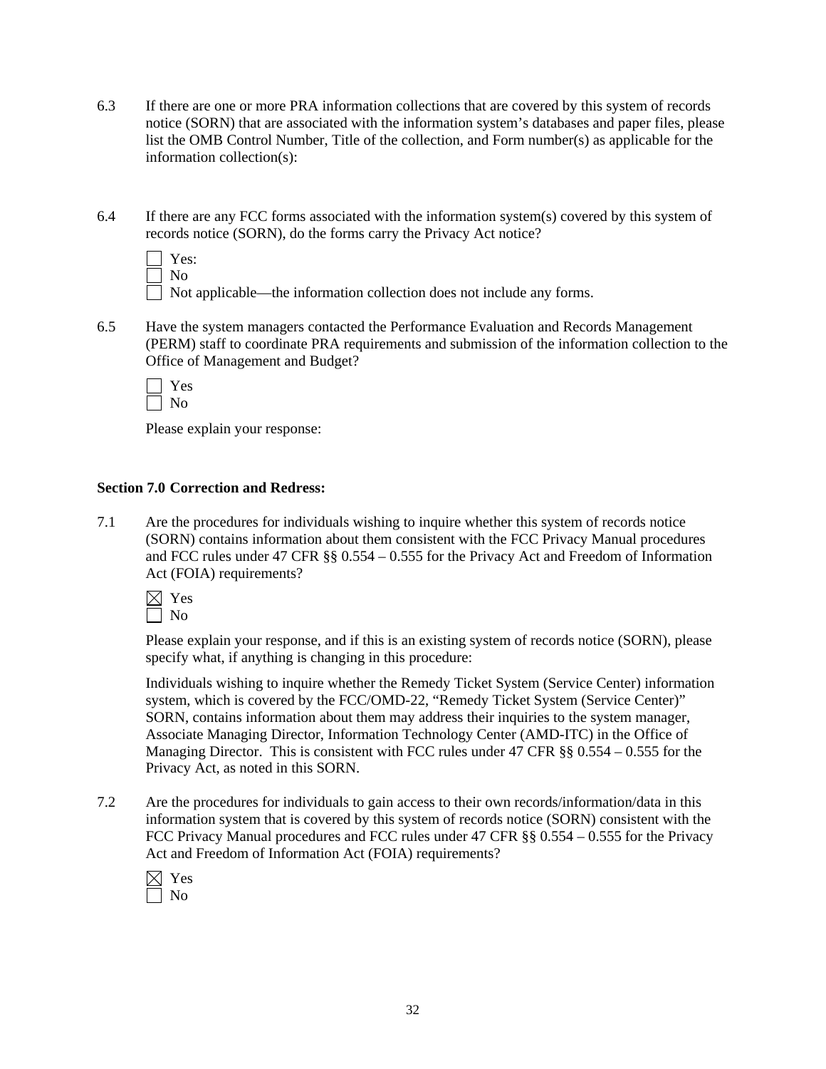6.3 If there are one or more PRA information collections that are covered by this system of records notice (SORN) that are associated with the information system's databases and paper files, please list the OMB Control Number, Title of the collection, and Form number(s) as applicable for the information collection(s):

6.4 If there are any FCC forms associated with the information system(s) covered by this system of records notice (SORN), do the forms carry the Privacy Act notice?

☐ Yes:
☐ No
☐ Not applicable—the information collection does not include any forms.

6.5 Have the system managers contacted the Performance Evaluation and Records Management (PERM) staff to coordinate PRA requirements and submission of the information collection to the Office of Management and Budget?

☐ Yes
☐ No

Please explain your response:

**Section 7.0 Correction and Redress:**

7.1 Are the procedures for individuals wishing to inquire whether this system of records notice (SORN) contains information about them consistent with the FCC Privacy Manual procedures and FCC rules under 47 CFR §§ 0.554 – 0.555 for the Privacy Act and Freedom of Information Act (FOIA) requirements?

☒ Yes
☐ No

Please explain your response, and if this is an existing system of records notice (SORN), please specify what, if anything is changing in this procedure:

Individuals wishing to inquire whether the Remedy Ticket System (Service Center) information system, which is covered by the FCC/OMD-22, "Remedy Ticket System (Service Center)" SORN, contains information about them may address their inquiries to the system manager, Associate Managing Director, Information Technology Center (AMD-ITC) in the Office of Managing Director. This is consistent with FCC rules under 47 CFR §§ 0.554 – 0.555 for the Privacy Act, as noted in this SORN.

7.2 Are the procedures for individuals to gain access to their own records/information/data in this information system that is covered by this system of records notice (SORN) consistent with the FCC Privacy Manual procedures and FCC rules under 47 CFR §§ 0.554 – 0.555 for the Privacy Act and Freedom of Information Act (FOIA) requirements?

☒ Yes
☐ No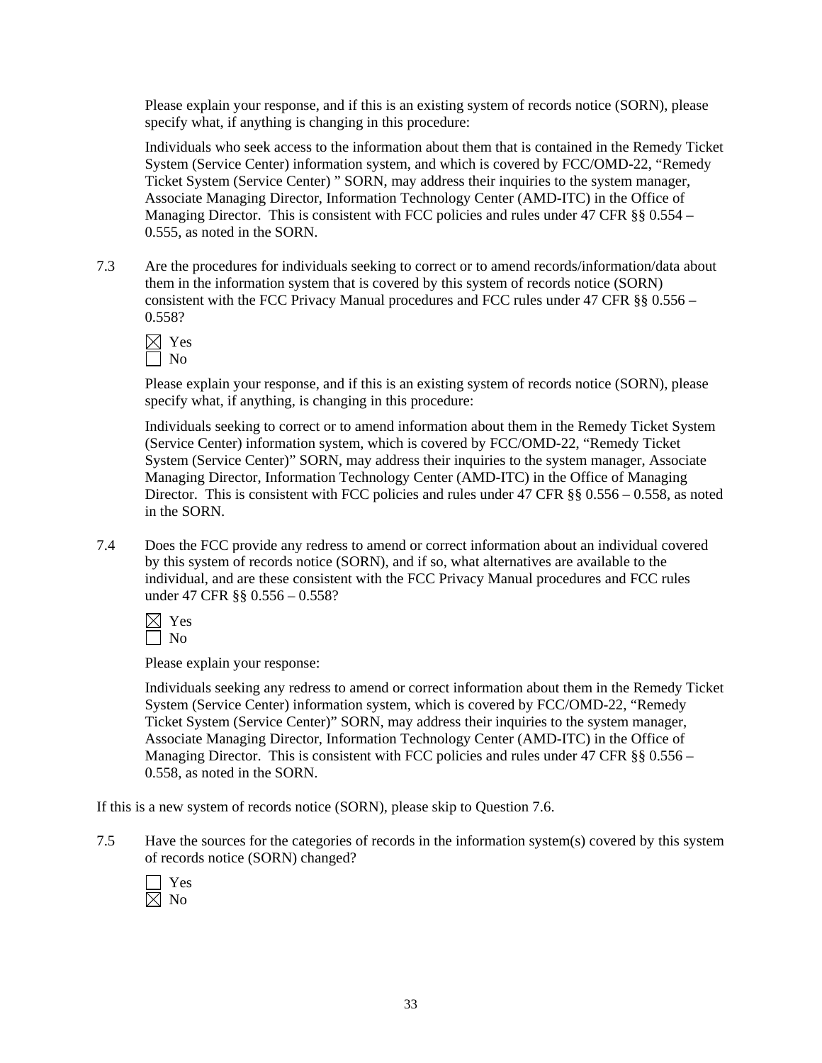Please explain your response, and if this is an existing system of records notice (SORN), please specify what, if anything is changing in this procedure:

Individuals who seek access to the information about them that is contained in the Remedy Ticket System (Service Center) information system, and which is covered by FCC/OMD-22, "Remedy Ticket System (Service Center) " SORN, may address their inquiries to the system manager, Associate Managing Director, Information Technology Center (AMD-ITC) in the Office of Managing Director. This is consistent with FCC policies and rules under 47 CFR §§ 0.554 – 0.555, as noted in the SORN.

7.3 Are the procedures for individuals seeking to correct or to amend records/information/data about them in the information system that is covered by this system of records notice (SORN) consistent with the FCC Privacy Manual procedures and FCC rules under 47 CFR §§ 0.556 – 0.558?

☒ Yes
☐ No

Please explain your response, and if this is an existing system of records notice (SORN), please specify what, if anything, is changing in this procedure:

Individuals seeking to correct or to amend information about them in the Remedy Ticket System (Service Center) information system, which is covered by FCC/OMD-22, "Remedy Ticket System (Service Center)" SORN, may address their inquiries to the system manager, Associate Managing Director, Information Technology Center (AMD-ITC) in the Office of Managing Director. This is consistent with FCC policies and rules under 47 CFR §§ 0.556 – 0.558, as noted in the SORN.

7.4 Does the FCC provide any redress to amend or correct information about an individual covered by this system of records notice (SORN), and if so, what alternatives are available to the individual, and are these consistent with the FCC Privacy Manual procedures and FCC rules under 47 CFR §§ 0.556 – 0.558?

☒ Yes
☐ No

Please explain your response:

Individuals seeking any redress to amend or correct information about them in the Remedy Ticket System (Service Center) information system, which is covered by FCC/OMD-22, "Remedy Ticket System (Service Center)" SORN, may address their inquiries to the system manager, Associate Managing Director, Information Technology Center (AMD-ITC) in the Office of Managing Director. This is consistent with FCC policies and rules under 47 CFR §§ 0.556 – 0.558, as noted in the SORN.

If this is a new system of records notice (SORN), please skip to Question 7.6.

7.5 Have the sources for the categories of records in the information system(s) covered by this system of records notice (SORN) changed?

☐ Yes
☒ No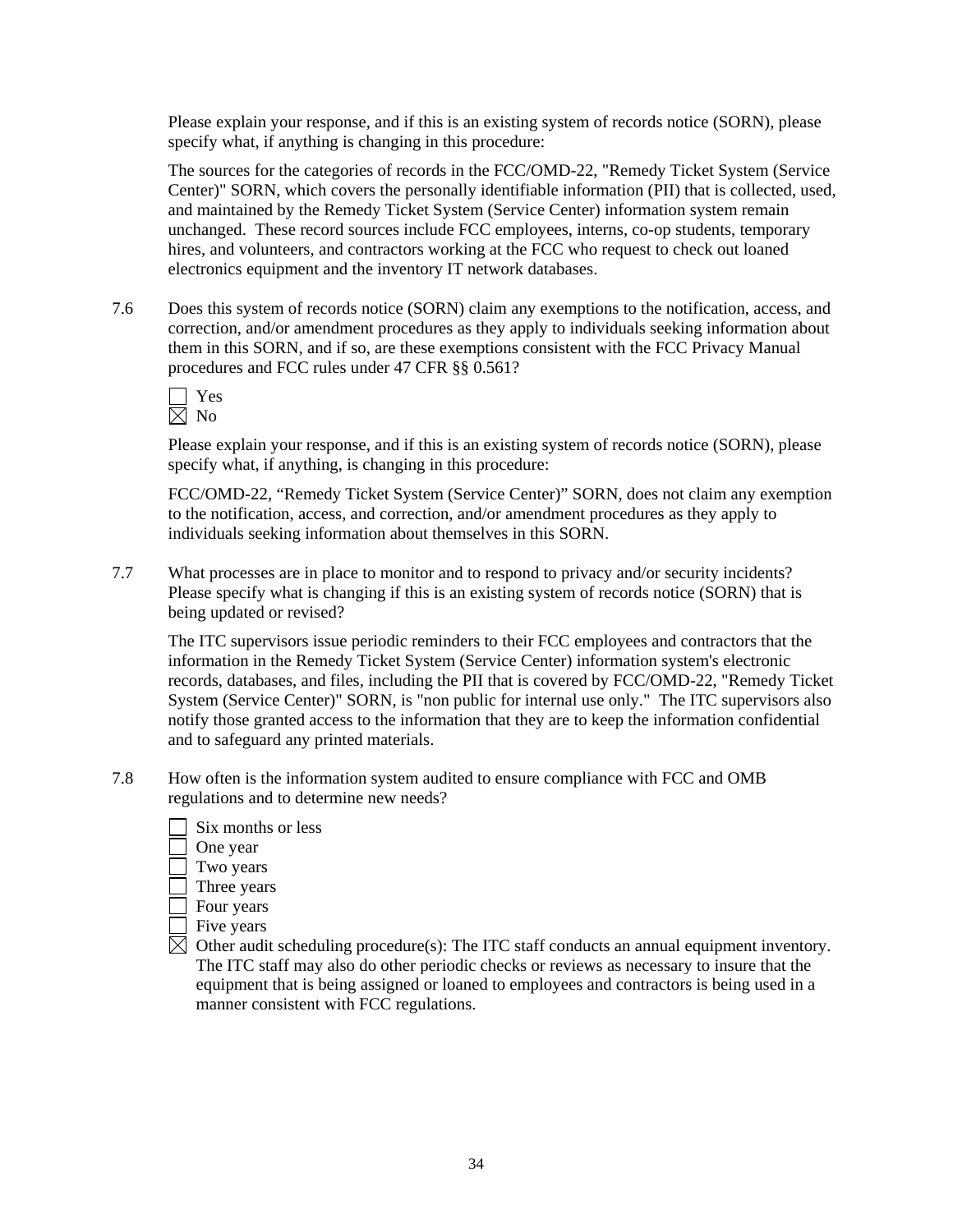Please explain your response, and if this is an existing system of records notice (SORN), please specify what, if anything is changing in this procedure:

The sources for the categories of records in the FCC/OMD-22, "Remedy Ticket System (Service Center)" SORN, which covers the personally identifiable information (PII) that is collected, used, and maintained by the Remedy Ticket System (Service Center) information system remain unchanged. These record sources include FCC employees, interns, co-op students, temporary hires, and volunteers, and contractors working at the FCC who request to check out loaned electronics equipment and the inventory IT network databases.

7.6 Does this system of records notice (SORN) claim any exemptions to the notification, access, and correction, and/or amendment procedures as they apply to individuals seeking information about them in this SORN, and if so, are these exemptions consistent with the FCC Privacy Manual procedures and FCC rules under 47 CFR §§ 0.561?

☐ Yes
☒ No

Please explain your response, and if this is an existing system of records notice (SORN), please specify what, if anything, is changing in this procedure:

FCC/OMD-22, "Remedy Ticket System (Service Center)" SORN, does not claim any exemption to the notification, access, and correction, and/or amendment procedures as they apply to individuals seeking information about themselves in this SORN.

7.7 What processes are in place to monitor and to respond to privacy and/or security incidents? Please specify what is changing if this is an existing system of records notice (SORN) that is being updated or revised?

The ITC supervisors issue periodic reminders to their FCC employees and contractors that the information in the Remedy Ticket System (Service Center) information system's electronic records, databases, and files, including the PII that is covered by FCC/OMD-22, "Remedy Ticket System (Service Center)" SORN, is "non public for internal use only." The ITC supervisors also notify those granted access to the information that they are to keep the information confidential and to safeguard any printed materials.

7.8 How often is the information system audited to ensure compliance with FCC and OMB regulations and to determine new needs?

☐ Six months or less
☐ One year
☐ Two years
☐ Three years
☐ Four years
☐ Five years
☒ Other audit scheduling procedure(s): The ITC staff conducts an annual equipment inventory. The ITC staff may also do other periodic checks or reviews as necessary to insure that the equipment that is being assigned or loaned to employees and contractors is being used in a manner consistent with FCC regulations.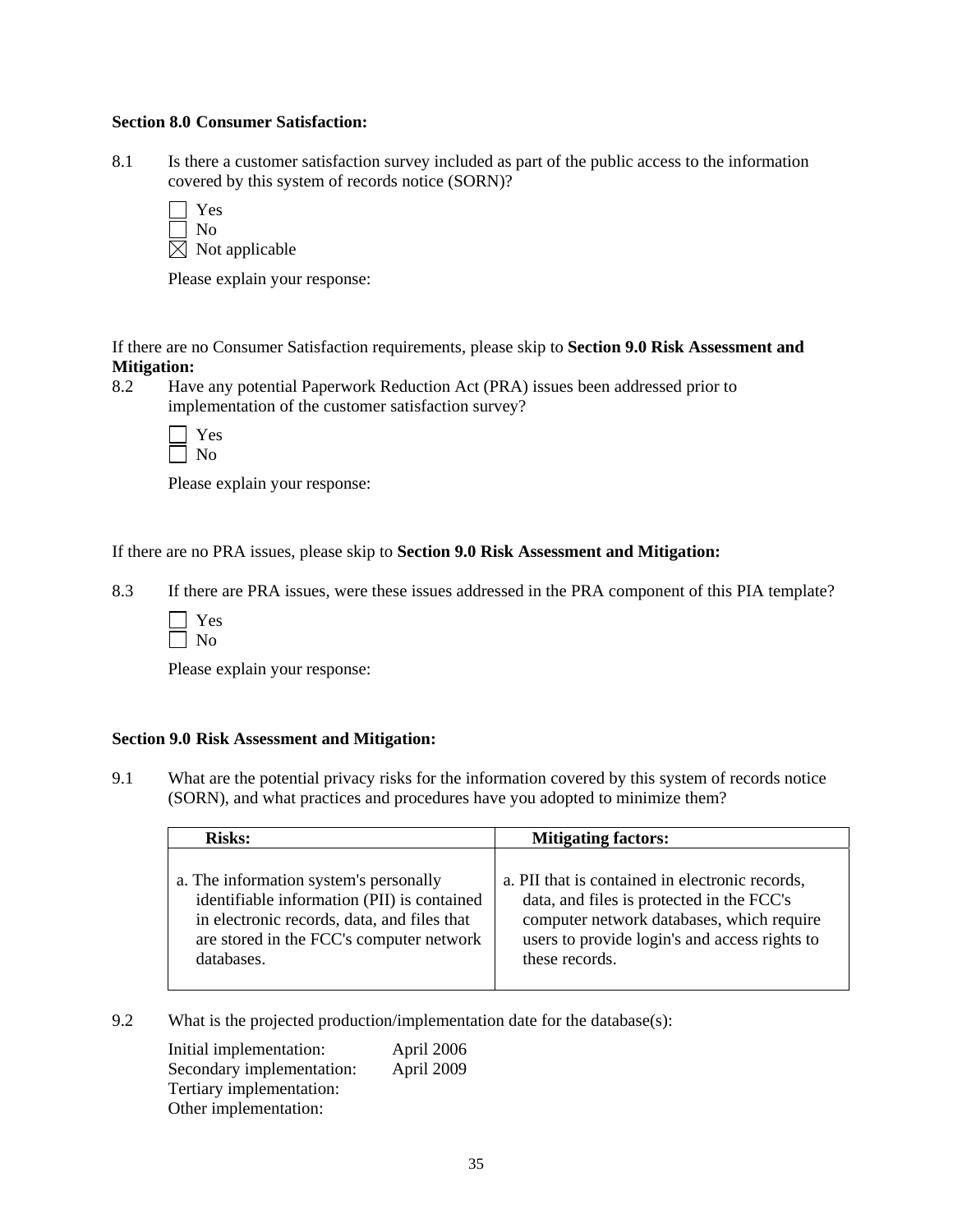**Section 8.0 Consumer Satisfaction:**

8.1 Is there a customer satisfaction survey included as part of the public access to the information covered by this system of records notice (SORN)?

☐ Yes
☐ No
☒ Not applicable

Please explain your response:

If there are no Consumer Satisfaction requirements, please skip to **Section 9.0 Risk Assessment and Mitigation:**

8.2 Have any potential Paperwork Reduction Act (PRA) issues been addressed prior to implementation of the customer satisfaction survey?

☐ Yes
☐ No

Please explain your response:

If there are no PRA issues, please skip to **Section 9.0 Risk Assessment and Mitigation:**

8.3 If there are PRA issues, were these issues addressed in the PRA component of this PIA template?

☐ Yes
☐ No

Please explain your response:

**Section 9.0 Risk Assessment and Mitigation:**

9.1 What are the potential privacy risks for the information covered by this system of records notice (SORN), and what practices and procedures have you adopted to minimize them?

| **Risks:** | **Mitigating factors:** |
|---|---|
| a. The information system's personally identifiable information (PII) is contained in electronic records, data, and files that are stored in the FCC's computer network databases. | a. PII that is contained in electronic records, data, and files is protected in the FCC's computer network databases, which require users to provide login's and access rights to these records. |

9.2 What is the projected production/implementation date for the database(s):

Initial implementation: April 2006
Secondary implementation: April 2009
Tertiary implementation:
Other implementation: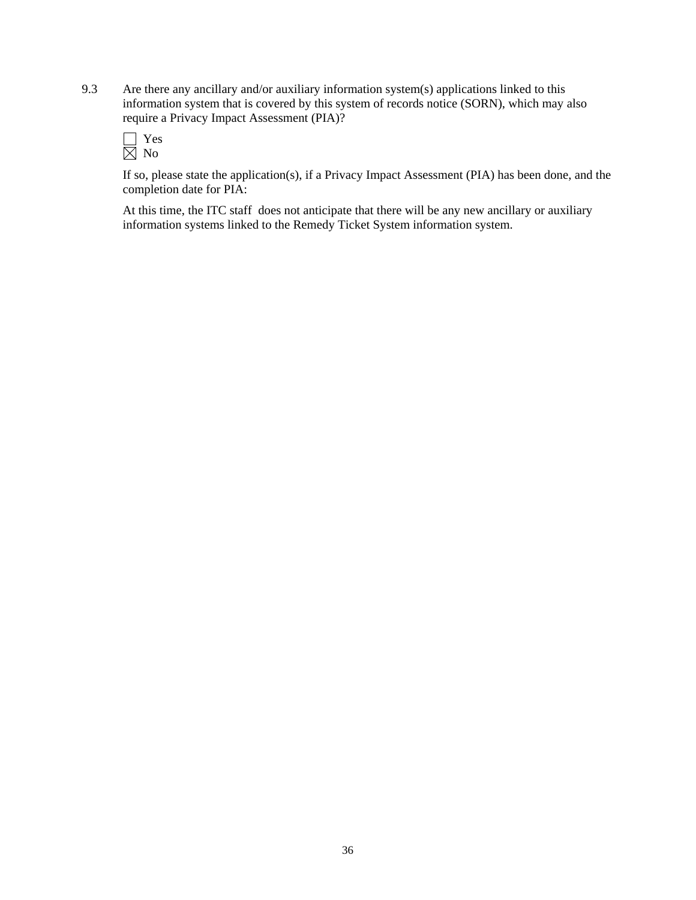9.3 Are there any ancillary and/or auxiliary information system(s) applications linked to this information system that is covered by this system of records notice (SORN), which may also require a Privacy Impact Assessment (PIA)?

☐ Yes
☒ No

If so, please state the application(s), if a Privacy Impact Assessment (PIA) has been done, and the completion date for PIA:

At this time, the ITC staff does not anticipate that there will be any new ancillary or auxiliary information systems linked to the Remedy Ticket System information system.